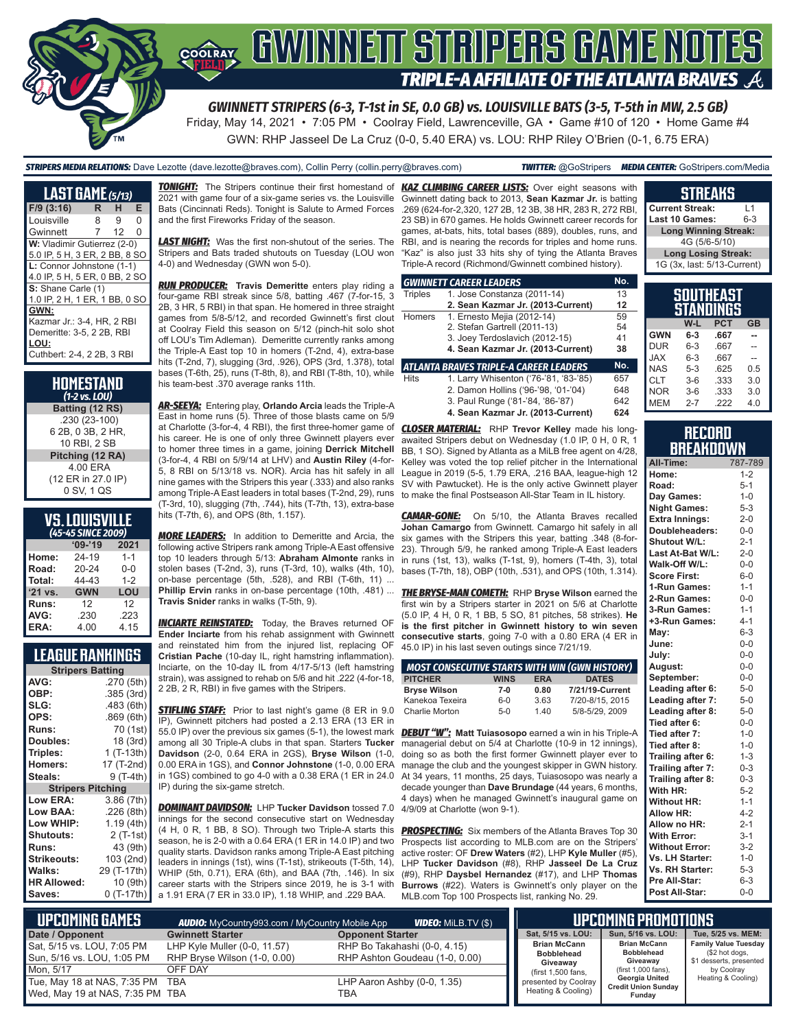# GWINNETT STRIPERS GAME NOTES

## TRIPLE-A AFFILIATE OF THE ATLANTA BRAVES

**GWINNETT STRIPERS (6-3, T-1st in SE, 0.0 GB) vs. LOUISVILLE BATS (3-5, T-5th in MW, 2.5 GB)**

Friday, May 14, 2021 • 7:05 PM • Coolray Field, Lawrenceville, GA • Game #10 of 120 • Home Game #4

GWN: RHP Jasseel De La Cruz (0-0, 5.40 ERA) vs. LOU: RHP Riley O'Brien (0-1, 6.75 ERA)

**STRIPERS MEDIA RELATIONS:** Dave Lezotte (dave.lezotte@braves.com), Collin Perry (collin.perry@braves.com) **TWITTER:** @GoStripers **MEDIA CENTER:** GoStripers.com/Media

## LAST GAME (5/13)

| F/9 (3:16) | R | H | E |
|---|---|---|---|
| Louisville | 8 | 9 | 0 |
| Gwinnett | 7 | 12 | 0 |

**W:** Vladimir Gutierrez (2-0)
5.0 IP, 5 H, 3 ER, 2 BB, 8 SO

**L:** Connor Johnstone (1-1)
4.0 IP, 5 H, 5 ER, 0 BB, 2 SO

**S:** Shane Carle (1)
1.0 IP, 2 H, 1 ER, 1 BB, 0 SO

**GWN:**
Kazmar Jr.: 3-4, HR, 2 RBI
Demeritte: 3-5, 2 2B, RBI

**LOU:**
Cuthbert: 2-4, 2 2B, 3 RBI

## HOMESTAND
*(1-2 vs. LOU)*

**Batting (12 RS)**
.230 (23-100)
6 2B, 0 3B, 2 HR,
10 RBI, 2 SB

**Pitching (12 RA)**
4.00 ERA
(12 ER in 27.0 IP)
0 SV, 1 QS

## VS. LOUISVILLE
*(45-45 SINCE 2009)*

| | '09-'19 | 2021 |
|---|---|---|
| Home: | 24-19 | 1-1 |
| Road: | 20-24 | 0-0 |
| Total: | 44-43 | 1-2 |
| '21 vs. | GWN | LOU |
| Runs: | 12 | 12 |
| AVG: | .230 | .223 |
| ERA: | 4.00 | 4.15 |

## LEAGUE RANKINGS

| Stripers Batting | |
|---|---|
| AVG: | .270 (5th) |
| OBP: | .385 (3rd) |
| SLG: | .483 (6th) |
| OPS: | .869 (6th) |
| Runs: | 70 (1st) |
| Doubles: | 18 (3rd) |
| Triples: | 1 (T-13th) |
| Homers: | 17 (T-2nd) |
| Steals: | 9 (T-4th) |
| **Stripers Pitching** | |
| Low ERA: | 3.86 (7th) |
| Low BAA: | .226 (8th) |
| Low WHIP: | 1.19 (4th) |
| Shutouts: | 2 (T-1st) |
| Runs: | 43 (9th) |
| Strikeouts: | 103 (2nd) |
| Walks: | 29 (T-17th) |
| HR Allowed: | 10 (9th) |
| Saves: | 0 (T-17th) |

***TONIGHT:*** The Stripers continue their first homestand of 2021 with game four of a six-game series vs. the Louisville Bats (Cincinnati Reds). Tonight is Salute to Armed Forces and the first Fireworks Friday of the season.

***LAST NIGHT:*** Was the first non-shutout of the series. The Stripers and Bats traded shutouts on Tuesday (LOU won 4-0) and Wednesday (GWN won 5-0).

***RUN PRODUCER:*** **Travis Demeritte** enters play riding a four-game RBI streak since 5/8, batting .467 (7-for-15, 3 2B, 3 HR, 5 RBI) in that span. He homered in three straight games from 5/8-5/12, and recorded Gwinnett's first clout at Coolray Field this season on 5/12 (pinch-hit solo shot off LOU's Tim Adleman). Demeritte currently ranks among the Triple-A East top 10 in homers (T-2nd, 4), extra-base hits (T-2nd, 7), slugging (3rd, .926), OPS (3rd, 1.378), total bases (T-6th, 25), runs (T-8th, 8), and RBI (T-8th, 10), while his team-best .370 average ranks 11th.

***AR-SEEYA:*** Entering play, **Orlando Arcia** leads the Triple-A East in home runs (5). Three of those blasts came on 5/9 at Charlotte (3-for-4, 4 RBI), the first three-homer game of his career. He is one of only three Gwinnett players ever to homer three times in a game, joining **Derrick Mitchell** (3-for-4, 4 RBI on 5/9/14 at LHV) and **Austin Riley** (4-for-5, 8 RBI on 5/13/18 vs. NOR). Arcia has hit safely in all nine games with the Stripers this year (.333) and also ranks among Triple-A East leaders in total bases (T-2nd, 29), runs (T-3rd, 10), slugging (7th, .744), hits (T-7th, 13), extra-base hits (T-7th, 6), and OPS (8th, 1.157).

***MORE LEADERS:*** In addition to Demeritte and Arcia, the following active Stripers rank among Triple-A East offensive top 10 leaders through 5/13: **Abraham Almonte** ranks in stolen bases (T-2nd, 3), runs (T-3rd, 10), walks (4th, 10), on-base percentage (5th, .528), and RBI (T-6th, 11) ... **Phillip Ervin** ranks in on-base percentage (10th, .481) ... **Travis Snider** ranks in walks (T-5th, 9).

***INCIARTE REINSTATED:*** Today, the Braves returned OF **Ender Inciarte** from his rehab assignment with Gwinnett and reinstated him from the injured list, replacing OF **Cristian Pache** (10-day IL, right hamstring inflammation). Inciarte, on the 10-day IL from 4/17-5/13 (left hamstring strain), was assigned to rehab on 5/6 and hit .222 (4-for-18, 2 2B, 2 R, RBI) in five games with the Stripers.

***STIFLING STAFF:*** Prior to last night's game (8 ER in 9.0 IP), Gwinnett pitchers had posted a 2.13 ERA (13 ER in 55.0 IP) over the previous six games (5-1), the lowest mark among all 30 Triple-A clubs in that span. Starters **Tucker Davidson** (2-0, 0.64 ERA in 2GS), **Bryse Wilson** (1-0, 0.00 ERA in 1GS), and **Connor Johnstone** (1-0, 0.00 ERA in 1GS) combined to go 4-0 with a 0.38 ERA (1 ER in 24.0 IP) during the six-game stretch.

***DOMINANT DAVIDSON:*** LHP **Tucker Davidson** tossed 7.0 innings for the second consecutive start on Wednesday (4 H, 0 R, 1 BB, 8 SO). Through two Triple-A starts this season, he is 2-0 with a 0.64 ERA (1 ER in 14.0 IP) and two quality starts. Davidson ranks among Triple-A East pitching leaders in innings (1st), wins (T-1st), strikeouts (T-5th, 14), WHIP (5th, 0.71), ERA (6th), and BAA (7th, .146). In six career starts with the Stripers since 2019, he is 3-1 with a 1.91 ERA (7 ER in 33.0 IP), 1.18 WHIP, and .229 BAA.

***KAZ CLIMBING CAREER LISTS:*** Over eight seasons with Gwinnett dating back to 2013, **Sean Kazmar Jr.** is batting .269 (624-for-2,320, 127 2B, 12 3B, 38 HR, 283 R, 272 RBI, 23 SB) in 670 games. He holds Gwinnett career records for games, at-bats, hits, total bases (889), doubles, runs, and RBI, and is nearing the records for triples and home runs. "Kaz" is also just 33 hits shy of tying the Atlanta Braves Triple-A record (Richmond/Gwinnett combined history).

| GWINNETT CAREER LEADERS | | No. |
|---|---|---|
| Triples | 1. Jose Constanza (2011-14) | 13 |
| | **2. Sean Kazmar Jr. (2013-Current)** | **12** |
| Homers | 1. Ernesto Mejia (2012-14) | 59 |
| | 2. Stefan Gartrell (2011-13) | 54 |
| | 3. Joey Terdoslavich (2012-15) | 41 |
| | **4. Sean Kazmar Jr. (2013-Current)** | **38** |

| ATLANTA BRAVES TRIPLE-A CAREER LEADERS | | No. |
|---|---|---|
| Hits | 1. Larry Whisenton ('76-'81, '83-'85) | 657 |
| | 2. Damon Hollins ('96-'98, '01-'04) | 648 |
| | 3. Paul Runge ('81-'84, '86-'87) | 642 |
| | **4. Sean Kazmar Jr. (2013-Current)** | **624** |

***CLOSER MATERIAL:*** RHP **Trevor Kelley** made his long-awaited Stripers debut on Wednesday (1.0 IP, 0 H, 0 R, 1 BB, 1 SO). Signed by Atlanta as a MiLB free agent on 4/28, Kelley was voted the top relief pitcher in the International League in 2019 (5-5, 1.79 ERA, .216 BAA, league-high 12 SV with Pawtucket). He is the only active Gwinnett player to make the final Postseason All-Star Team in IL history.

***CAMAR-GONE:*** On 5/10, the Atlanta Braves recalled **Johan Camargo** from Gwinnett. Camargo hit safely in all six games with the Stripers this year, batting .348 (8-for-23). Through 5/9, he ranked among Triple-A East leaders in runs (1st, 13), walks (T-1st, 9), homers (T-4th, 3), total bases (T-7th, 18), OBP (10th, .531), and OPS (10th, 1.314).

***THE BRYSE-MAN COMETH:*** RHP **Bryse Wilson** earned the first win by a Stripers starter in 2021 on 5/6 at Charlotte (5.0 IP, 4 H, 0 R, 1 BB, 5 SO, 81 pitches, 58 strikes). **He is the first pitcher in Gwinnett history to win seven consecutive starts**, going 7-0 with a 0.80 ERA (4 ER in 45.0 IP) in his last seven outings since 7/21/19.

| MOST CONSECUTIVE STARTS WITH WIN (GWN HISTORY) | | | |
|---|---|---|---|
| **PITCHER** | **WINS** | **ERA** | **DATES** |
| **Bryse Wilson** | **7-0** | **0.80** | **7/21/19-Current** |
| Kanekoa Texeira | 6-0 | 3.63 | 7/20-8/15, 2015 |
| Charlie Morton | 5-0 | 1.40 | 5/8-5/29, 2009 |

***DEBUT "W":*** **Matt Tuiasosopo** earned a win in his Triple-A managerial debut on 5/4 at Charlotte (10-9 in 12 innings), doing so as both the first former Gwinnett player ever to manage the club and the youngest skipper in GWN history. At 34 years, 11 months, 25 days, Tuiasosopo was nearly a decade younger than **Dave Brundage** (44 years, 6 months, 4 days) when he managed Gwinnett's inaugural game on 4/9/09 at Charlotte (won 9-1).

***PROSPECTING:*** Six members of the Atlanta Braves Top 30 Prospects list according to MLB.com are on the Stripers' active roster: OF **Drew Waters** (#2), LHP **Kyle Muller** (#5), LHP **Tucker Davidson** (#8), RHP **Jasseel De La Cruz** (#9), RHP **Daysbel Hernandez** (#17), and LHP **Thomas Burrows** (#22). Waters is Gwinnett's only player on the MLB.com Top 100 Prospects list, ranking No. 29.

## STREAKS

| | |
|---|---|
| Current Streak: | L1 |
| Last 10 Games: | 6-3 |
| **Long Winning Streak:** | |
| 4G (5/6-5/10) | |
| **Long Losing Streak:** | |
| 1G (3x, last: 5/13-Current) | |

## SOUTHEAST STANDINGS

| | W-L | PCT | GB |
|---|---|---|---|
| GWN | 6-3 | .667 | -- |
| DUR | 6-3 | .667 | -- |
| JAX | 6-3 | .667 | -- |
| NAS | 5-3 | .625 | 0.5 |
| CLT | 3-6 | .333 | 3.0 |
| NOR | 3-6 | .333 | 3.0 |
| MEM | 2-7 | .222 | 4.0 |

## RECORD BREAKDOWN

| | |
|---|---|
| All-Time: | 787-789 |
| Home: | 1-2 |
| Road: | 5-1 |
| Day Games: | 1-0 |
| Night Games: | 5-3 |
| Extra Innings: | 2-0 |
| Doubleheaders: | 0-0 |
| Shutout W/L: | 2-1 |
| Last At-Bat W/L: | 2-0 |
| Walk-Off W/L: | 0-0 |
| Score First: | 6-0 |
| 1-Run Games: | 1-1 |
| 2-Run Games: | 0-0 |
| 3-Run Games: | 1-1 |
| +3-Run Games: | 4-1 |
| May: | 6-3 |
| June: | 0-0 |
| July: | 0-0 |
| August: | 0-0 |
| September: | 0-0 |
| Leading after 6: | 5-0 |
| Leading after 7: | 5-0 |
| Leading after 8: | 5-0 |
| Tied after 6: | 0-0 |
| Tied after 7: | 1-0 |
| Tied after 8: | 1-0 |
| Trailing after 6: | 1-3 |
| Trailing after 7: | 0-3 |
| Trailing after 8: | 0-3 |
| With HR: | 5-2 |
| Without HR: | 1-1 |
| Allow HR: | 4-2 |
| Allow no HR: | 2-1 |
| With Error: | 3-1 |
| Without Error: | 3-2 |
| Vs. LH Starter: | 1-0 |
| Vs. RH Starter: | 5-3 |
| Pre All-Star: | 6-3 |
| Post All-Star: | 0-0 |

## UPCOMING GAMES

**AUDIO:** MyCountry993.com / MyCountry Mobile App **VIDEO:** MiLB.TV ($)

| Date / Opponent | Gwinnett Starter | Opponent Starter |
|---|---|---|
| Sat, 5/15 vs. LOU, 7:05 PM | LHP Kyle Muller (0-0, 11.57) | RHP Bo Takahashi (0-0, 4.15) |
| Sun, 5/16 vs. LOU, 1:05 PM | RHP Bryse Wilson (1-0, 0.00) | RHP Ashton Goudeau (1-0, 0.00) |
| Mon, 5/17 | OFF DAY | |
| Tue, May 18 at NAS, 7:35 PM | TBA | LHP Aaron Ashby (0-0, 1.35) |
| Wed, May 19 at NAS, 7:35 PM | TBA | TBA |

## UPCOMING PROMOTIONS

| Sat, 5/15 vs. LOU: | Sun, 5/16 vs. LOU: | Tue, 5/25 vs. MEM: |
|---|---|---|
| **Brian McCann Bobblehead Giveaway** (first 1,500 fans, presented by Coolray Heating & Cooling) | **Brian McCann Bobblehead Giveaway** (first 1,000 fans), **Georgia United Credit Union Sunday Funday** | **Family Value Tuesday** ($2 hot dogs, $1 desserts, presented by Coolray Heating & Cooling) |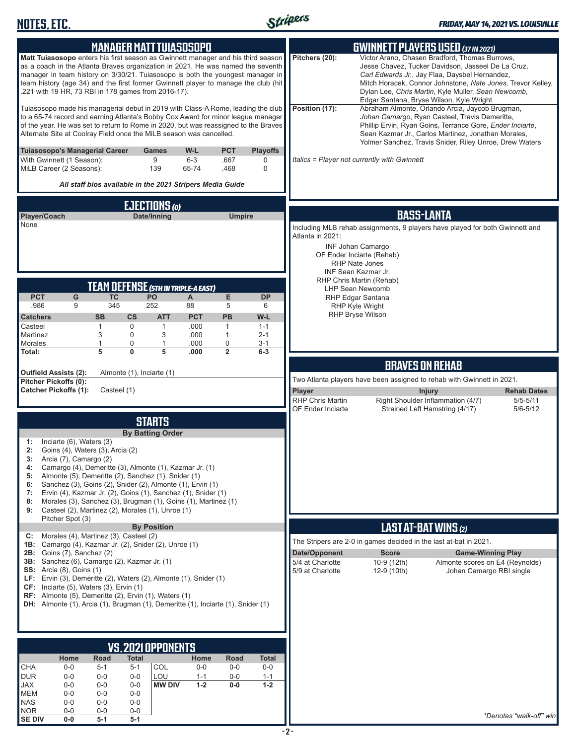## MANAGER MATT TUIASOSOPO

**Matt Tuiasosopo** enters his first season as Gwinnett manager and his third season as a coach in the Atlanta Braves organization in 2021. He was named the seventh manager in team history on 3/30/21. Tuiasosopo is both the youngest manager in team history (age 34) and the first former Gwinnett player to manage the club (hit .221 with 19 HR, 73 RBI in 178 games from 2016-17).

Tuiasosopo made his managerial debut in 2019 with Class-A Rome, leading the club to a 65-74 record and earning Atlanta's Bobby Cox Award for minor league manager of the year. He was set to return to Rome in 2020, but was reassigned to the Braves Alternate Site at Coolray Field once the MiLB season was cancelled.

| Tuiasosopo's Managerial Career | Games | W-L | PCT | Playoffs |
|---|---|---|---|---|
| With Gwinnett (1 Season): | 9 | 6-3 | .667 | 0 |
| MiLB Career (2 Seasons): | 139 | 65-74 | .468 | 0 |

*All staff bios available in the 2021 Stripers Media Guide*

## EJECTIONS (0)

| Player/Coach | Date/Inning | Umpire |
|---|---|---|
| None | | |

## TEAM DEFENSE (5TH IN TRIPLE-A EAST)

| PCT | G | TC | PO | A | E | DP |
|---|---|---|---|---|---|---|
| .986 | 9 | 345 | 252 | 88 | 5 | 6 |

| Catchers | SB | CS | ATT | PCT | PB | W-L |
|---|---|---|---|---|---|---|
| Casteel | 1 | 0 | 1 | .000 | 1 | 1-1 |
| Martinez | 3 | 0 | 3 | .000 | 1 | 2-1 |
| Morales | 1 | 0 | 1 | .000 | 0 | 3-1 |
| **Total:** | **5** | **0** | **5** | **.000** | **2** | **6-3** |

**Outfield Assists (2):** Almonte (1), Inciarte (1)
**Pitcher Pickoffs (0):**
**Catcher Pickoffs (1):** Casteel (1)

## STARTS

### By Batting Order

1: Inciarte (6), Waters (3)
2: Goins (4), Waters (3), Arcia (2)
3: Arcia (7), Camargo (2)
4: Camargo (4), Demeritte (3), Almonte (1), Kazmar Jr. (1)
5: Almonte (5), Demeritte (2), Sanchez (1), Snider (1)
6: Sanchez (3), Goins (2), Snider (2), Almonte (1), Ervin (1)
7: Ervin (4), Kazmar Jr. (2), Goins (1), Sanchez (1), Snider (1)
8: Morales (3), Sanchez (3), Brugman (1), Goins (1), Martinez (1)
9: Casteel (2), Martinez (2), Morales (1), Unroe (1)
Pitcher Spot (3)

### By Position

C: Morales (4), Martinez (3), Casteel (2)
1B: Camargo (4), Kazmar Jr. (2), Snider (2), Unroe (1)
2B: Goins (7), Sanchez (2)
3B: Sanchez (6), Camargo (2), Kazmar Jr. (1)
SS: Arcia (8), Goins (1)
LF: Ervin (3), Demeritte (2), Waters (2), Almonte (1), Snider (1)
CF: Inciarte (5), Waters (3), Ervin (1)
RF: Almonte (5), Demeritte (2), Ervin (1), Waters (1)
DH: Almonte (1), Arcia (1), Brugman (1), Demeritte (1), Inciarte (1), Snider (1)

## VS. 2021 OPPONENTS

| | Home | Road | Total | | Home | Road | Total |
|---|---|---|---|---|---|---|---|
| CHA | 0-0 | 5-1 | 5-1 | COL | 0-0 | 0-0 | 0-0 |
| DUR | 0-0 | 0-0 | 0-0 | LOU | 1-1 | 0-0 | 1-1 |
| JAX | 0-0 | 0-0 | 0-0 | **MW DIV** | **1-2** | **0-0** | **1-2** |
| MEM | 0-0 | 0-0 | 0-0 | | | | |
| NAS | 0-0 | 0-0 | 0-0 | | | | |
| NOR | 0-0 | 0-0 | 0-0 | | | | |
| **SE DIV** | **0-0** | **5-1** | **5-1** | | | | |

## GWINNETT PLAYERS USED (37 IN 2021)

**Pitchers (20):** Victor Arano, Chasen Bradford, Thomas Burrows, Jesse Chavez, Tucker Davidson, Jasseel De La Cruz, *Carl Edwards Jr.*, Jay Flaa, Daysbel Hernandez, Mitch Horacek, Connor Johnstone, *Nate Jones*, Trevor Kelley, Dylan Lee, *Chris Martin*, Kyle Muller, *Sean Newcomb*, Edgar Santana, Bryse Wilson, Kyle Wright

**Position (17):** Abraham Almonte, Orlando Arcia, Jaycob Brugman, *Johan Camargo*, Ryan Casteel, Travis Demeritte, Phillip Ervin, Ryan Goins, Terrance Gore, *Ender Inciarte*, Sean Kazmar Jr., Carlos Martinez, Jonathan Morales, Yolmer Sanchez, Travis Snider, Riley Unroe, Drew Waters

*Italics = Player not currently with Gwinnett*

## BASS-LANTA

Including MLB rehab assignments, 9 players have played for both Gwinnett and Atlanta in 2021:

INF Johan Camargo
OF Ender Inciarte (Rehab)
RHP Nate Jones
INF Sean Kazmar Jr.
RHP Chris Martin (Rehab)
LHP Sean Newcomb
RHP Edgar Santana
RHP Kyle Wright
RHP Bryse Wilson

## BRAVES ON REHAB

Two Atlanta players have been assigned to rehab with Gwinnett in 2021.

| Player | Injury | Rehab Dates |
|---|---|---|
| RHP Chris Martin | Right Shoulder Inflammation (4/7) | 5/5-5/11 |
| OF Ender Inciarte | Strained Left Hamstring (4/17) | 5/6-5/12 |

## LAST AT-BAT WINS (2)

The Stripers are 2-0 in games decided in the last at-bat in 2021.

| Date/Opponent | Score | Game-Winning Play |
|---|---|---|
| 5/4 at Charlotte | 10-9 (12th) | Almonte scores on E4 (Reynolds) |
| 5/9 at Charlotte | 12-9 (10th) | Johan Camargo RBI single |

*\*Denotes "walk-off" win*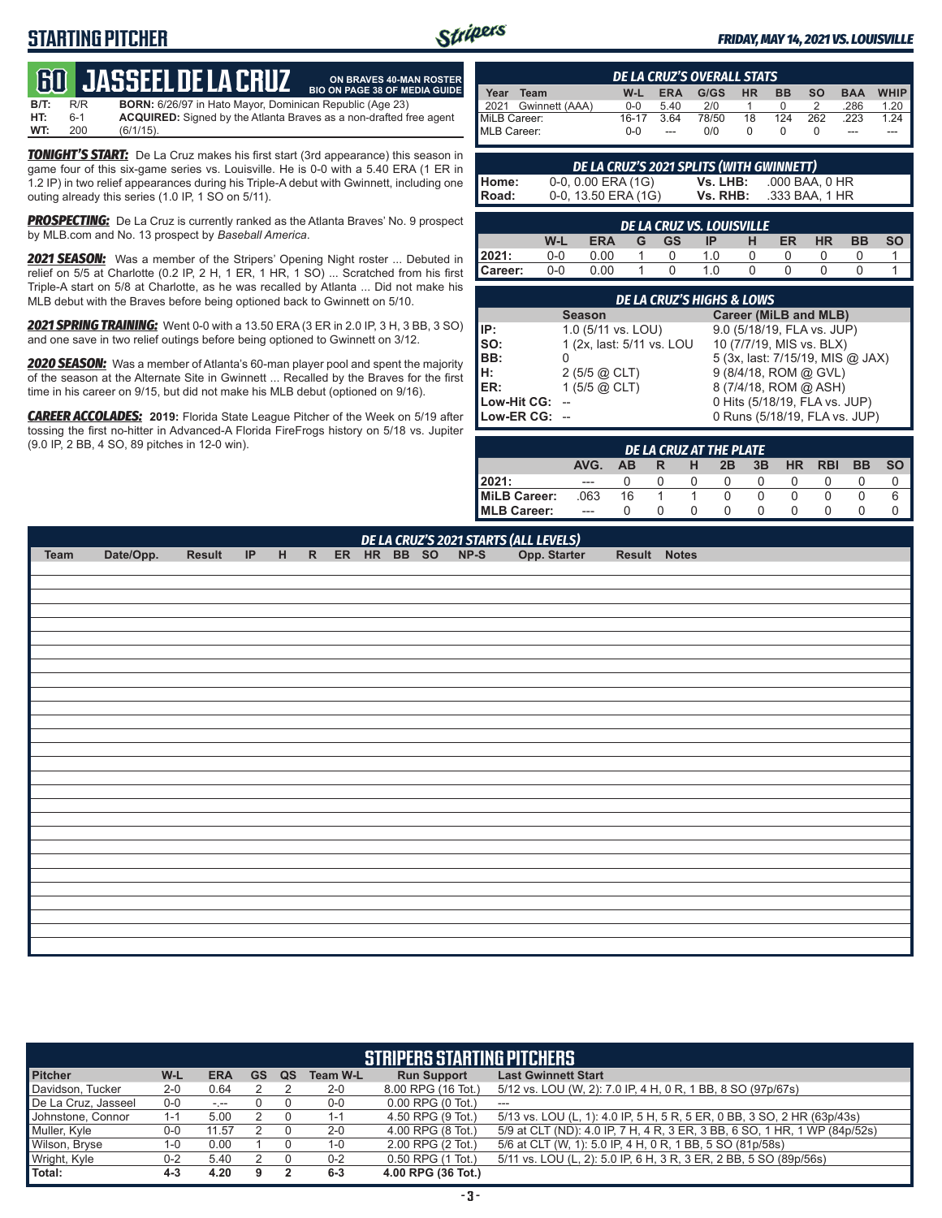# STARTING PITCHER

*FRIDAY, MAY 14, 2021 VS. LOUISVILLE*

## 60 JASSEEL DE LA CRUZ

**ON BRAVES 40-MAN ROSTER**
**BIO ON PAGE 38 OF MEDIA GUIDE**

**B/T:** R/R **BORN:** 6/26/97 in Hato Mayor, Dominican Republic (Age 23)
**HT:** 6-1 **ACQUIRED:** Signed by the Atlanta Braves as a non-drafted free agent
**WT:** 200 (6/1/15).

***TONIGHT'S START:*** De La Cruz makes his first start (3rd appearance) this season in game four of this six-game series vs. Louisville. He is 0-0 with a 5.40 ERA (1 ER in 1.2 IP) in two relief appearances during his Triple-A debut with Gwinnett, including one outing already this series (1.0 IP, 1 SO on 5/11).

***PROSPECTING:*** De La Cruz is currently ranked as the Atlanta Braves' No. 9 prospect by MLB.com and No. 13 prospect by *Baseball America*.

***2021 SEASON:*** Was a member of the Stripers' Opening Night roster ... Debuted in relief on 5/5 at Charlotte (0.2 IP, 2 H, 1 ER, 1 HR, 1 SO) ... Scratched from his first Triple-A start on 5/8 at Charlotte, as he was recalled by Atlanta ... Did not make his MLB debut with the Braves before being optioned back to Gwinnett on 5/10.

***2021 SPRING TRAINING:*** Went 0-0 with a 13.50 ERA (3 ER in 2.0 IP, 3 H, 3 BB, 3 SO) and one save in two relief outings before being optioned to Gwinnett on 3/12.

***2020 SEASON:*** Was a member of Atlanta's 60-man player pool and spent the majority of the season at the Alternate Site in Gwinnett ... Recalled by the Braves for the first time in his career on 9/15, but did not make his MLB debut (optioned on 9/16).

***CAREER ACCOLADES:*** **2019:** Florida State League Pitcher of the Week on 5/19 after tossing the first no-hitter in Advanced-A Florida FireFrogs history on 5/18 vs. Jupiter (9.0 IP, 2 BB, 4 SO, 89 pitches in 12-0 win).

### DE LA CRUZ'S OVERALL STATS

| Year | Team | W-L | ERA | G/GS | HR | BB | SO | BAA | WHIP |
|---|---|---|---|---|---|---|---|---|---|
| 2021 | Gwinnett (AAA) | 0-0 | 5.40 | 2/0 | 1 | 0 | 2 | .286 | 1.20 |
| MiLB Career: | | 16-17 | 3.64 | 78/50 | 18 | 124 | 262 | .223 | 1.24 |
| MLB Career: | | 0-0 | --- | 0/0 | 0 | 0 | 0 | --- | --- |

### DE LA CRUZ'S 2021 SPLITS (WITH GWINNETT)

| | | | |
|---|---|---|---|
| Home: | 0-0, 0.00 ERA (1G) | Vs. LHB: | .000 BAA, 0 HR |
| Road: | 0-0, 13.50 ERA (1G) | Vs. RHB: | .333 BAA, 1 HR |

### DE LA CRUZ VS. LOUISVILLE

| | W-L | ERA | G | GS | IP | H | ER | HR | BB | SO |
|---|---|---|---|---|---|---|---|---|---|---|
| 2021: | 0-0 | 0.00 | 1 | 0 | 1.0 | 0 | 0 | 0 | 0 | 1 |
| Career: | 0-0 | 0.00 | 1 | 0 | 1.0 | 0 | 0 | 0 | 0 | 1 |

### DE LA CRUZ'S HIGHS & LOWS

| | Season | Career (MiLB and MLB) |
|---|---|---|
| IP: | 1.0 (5/11 vs. LOU) | 9.0 (5/18/19, FLA vs. JUP) |
| SO: | 1 (2x, last: 5/11 vs. LOU | 10 (7/7/19, MIS vs. BLX) |
| BB: | 0 | 5 (3x, last: 7/15/19, MIS @ JAX) |
| H: | 2 (5/5 @ CLT) | 9 (8/4/18, ROM @ GVL) |
| ER: | 1 (5/5 @ CLT) | 8 (7/4/18, ROM @ ASH) |
| Low-Hit CG: | -- | 0 Hits (5/18/19, FLA vs. JUP) |
| Low-ER CG: | -- | 0 Runs (5/18/19, FLA vs. JUP) |

### DE LA CRUZ AT THE PLATE

| | AVG. | AB | R | H | 2B | 3B | HR | RBI | BB | SO |
|---|---|---|---|---|---|---|---|---|---|---|
| 2021: | --- | 0 | 0 | 0 | 0 | 0 | 0 | 0 | 0 | 0 |
| MiLB Career: | .063 | 16 | 1 | 1 | 0 | 0 | 0 | 0 | 0 | 6 |
| MLB Career: | --- | 0 | 0 | 0 | 0 | 0 | 0 | 0 | 0 | 0 |

### DE LA CRUZ'S 2021 STARTS (ALL LEVELS)

| Team | Date/Opp. | Result | IP | H | R | ER | HR | BB | SO | NP-S | Opp. Starter | Result | Notes |
|---|---|---|---|---|---|---|---|---|---|---|---|---|---|

### STRIPERS STARTING PITCHERS

| Pitcher | W-L | ERA | GS | QS | Team W-L | Run Support | Last Gwinnett Start |
|---|---|---|---|---|---|---|---|
| Davidson, Tucker | 2-0 | 0.64 | 2 | 2 | 2-0 | 8.00 RPG (16 Tot.) | 5/12 vs. LOU (W, 2): 7.0 IP, 4 H, 0 R, 1 BB, 8 SO (97p/67s) |
| De La Cruz, Jasseel | 0-0 | -.-- | 0 | 0 | 0-0 | 0.00 RPG (0 Tot.) | --- |
| Johnstone, Connor | 1-1 | 5.00 | 2 | 0 | 1-1 | 4.50 RPG (9 Tot.) | 5/13 vs. LOU (L, 1): 4.0 IP, 5 H, 5 R, 5 ER, 0 BB, 3 SO, 2 HR (63p/43s) |
| Muller, Kyle | 0-0 | 11.57 | 2 | 0 | 2-0 | 4.00 RPG (8 Tot.) | 5/9 at CLT (ND): 4.0 IP, 7 H, 4 R, 3 ER, 3 BB, 6 SO, 1 HR, 1 WP (84p/52s) |
| Wilson, Bryse | 1-0 | 0.00 | 1 | 0 | 1-0 | 2.00 RPG (2 Tot.) | 5/6 at CLT (W, 1): 5.0 IP, 4 H, 0 R, 1 BB, 5 SO (81p/58s) |
| Wright, Kyle | 0-2 | 5.40 | 2 | 0 | 0-2 | 0.50 RPG (1 Tot.) | 5/11 vs. LOU (L, 2): 5.0 IP, 6 H, 3 R, 3 ER, 2 BB, 5 SO (89p/56s) |
| Total: | 4-3 | 4.20 | 9 | 2 | 6-3 | 4.00 RPG (36 Tot.) | |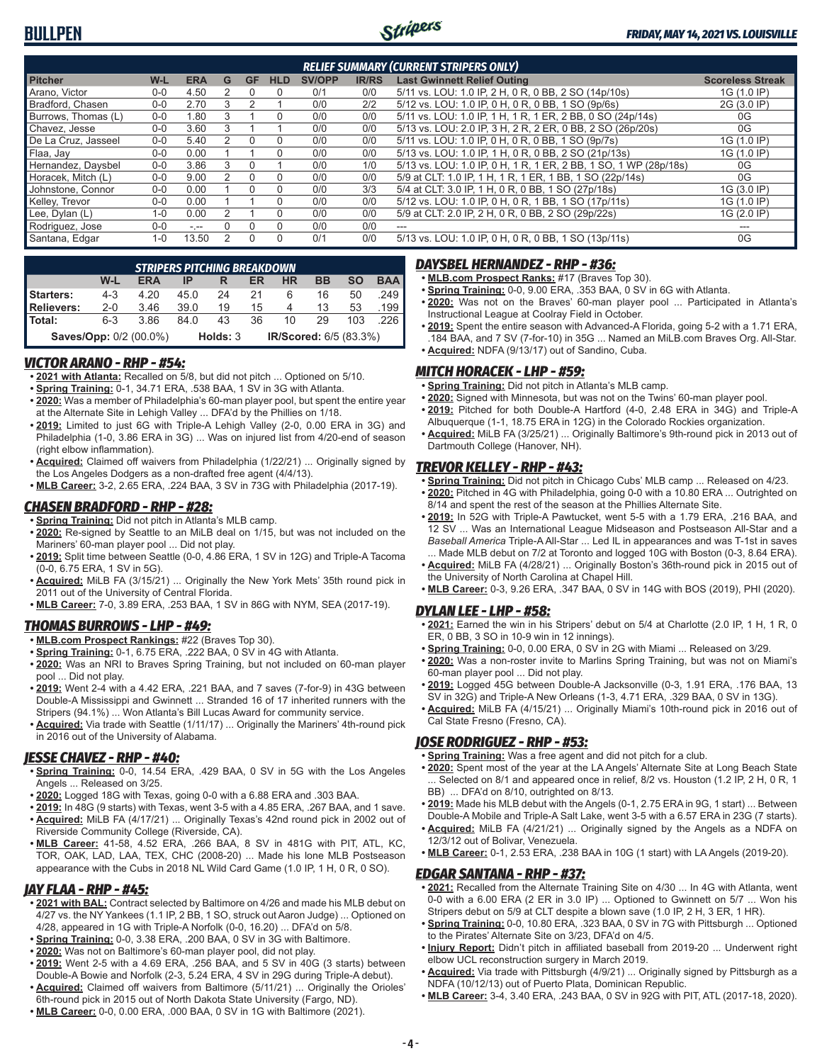## BULLPEN

*FRIDAY, MAY 14, 2021 VS. LOUISVILLE*

### RELIEF SUMMARY (CURRENT STRIPERS ONLY)

| Pitcher | W-L | ERA | G | GF | HLD | SV/OPP | IR/RS | Last Gwinnett Relief Outing | Scoreless Streak |
|---|---|---|---|---|---|---|---|---|---|
| Arano, Victor | 0-0 | 4.50 | 2 | 0 | 0 | 0/1 | 0/0 | 5/11 vs. LOU: 1.0 IP, 2 H, 0 R, 0 BB, 2 SO (14p/10s) | 1G (1.0 IP) |
| Bradford, Chasen | 0-0 | 2.70 | 3 | 2 | 1 | 0/0 | 2/2 | 5/12 vs. LOU: 1.0 IP, 0 H, 0 R, 0 BB, 1 SO (9p/6s) | 2G (3.0 IP) |
| Burrows, Thomas (L) | 0-0 | 1.80 | 3 | 1 | 0 | 0/0 | 0/0 | 5/11 vs. LOU: 1.0 IP, 1 H, 1 R, 1 ER, 2 BB, 0 SO (24p/14s) | 0G |
| Chavez, Jesse | 0-0 | 3.60 | 3 | 1 | 1 | 0/0 | 0/0 | 5/13 vs. LOU: 2.0 IP, 3 H, 2 R, 2 ER, 0 BB, 2 SO (26p/20s) | 0G |
| De La Cruz, Jasseel | 0-0 | 5.40 | 2 | 0 | 0 | 0/0 | 0/0 | 5/11 vs. LOU: 1.0 IP, 0 H, 0 R, 0 BB, 1 SO (9p/7s) | 1G (1.0 IP) |
| Flaa, Jay | 0-0 | 0.00 | 1 | 1 | 0 | 0/0 | 0/0 | 5/13 vs. LOU: 1.0 IP, 1 H, 0 R, 0 BB, 2 SO (21p/13s) | 1G (1.0 IP) |
| Hernandez, Daysbel | 0-0 | 3.86 | 3 | 0 | 1 | 0/0 | 1/0 | 5/13 vs. LOU: 1.0 IP, 0 H, 1 R, 1 ER, 2 BB, 1 SO, 1 WP (28p/18s) | 0G |
| Horacek, Mitch (L) | 0-0 | 9.00 | 2 | 0 | 0 | 0/0 | 0/0 | 5/9 at CLT: 1.0 IP, 1 H, 1 R, 1 ER, 1 BB, 1 SO (22p/14s) | 0G |
| Johnstone, Connor | 0-0 | 0.00 | 1 | 0 | 0 | 0/0 | 3/3 | 5/4 at CLT: 3.0 IP, 1 H, 0 R, 0 BB, 1 SO (27p/18s) | 1G (3.0 IP) |
| Kelley, Trevor | 0-0 | 0.00 | 1 | 1 | 0 | 0/0 | 0/0 | 5/12 vs. LOU: 1.0 IP, 0 H, 0 R, 1 BB, 1 SO (17p/11s) | 1G (1.0 IP) |
| Lee, Dylan (L) | 1-0 | 0.00 | 2 | 1 | 0 | 0/0 | 0/0 | 5/9 at CLT: 2.0 IP, 2 H, 0 R, 0 BB, 2 SO (29p/22s) | 1G (2.0 IP) |
| Rodriguez, Jose | 0-0 | -.-- | 0 | 0 | 0 | 0/0 | 0/0 | --- | --- |
| Santana, Edgar | 1-0 | 13.50 | 2 | 0 | 0 | 0/1 | 0/0 | 5/13 vs. LOU: 1.0 IP, 0 H, 0 R, 0 BB, 1 SO (13p/11s) | 0G |

### STRIPERS PITCHING BREAKDOWN

| | W-L | ERA | IP | R | ER | HR | BB | SO | BAA |
|---|---|---|---|---|---|---|---|---|---|
| **Starters:** | 4-3 | 4.20 | 45.0 | 24 | 21 | 6 | 16 | 50 | .249 |
| **Relievers:** | 2-0 | 3.46 | 39.0 | 19 | 15 | 4 | 13 | 53 | .199 |
| **Total:** | 6-3 | 3.86 | 84.0 | 43 | 36 | 10 | 29 | 103 | .226 |
| **Saves/Opp:** 0/2 (00.0%) | | | **Holds:** 3 | | | **IR/Scored:** 6/5 (83.3%) | | | |

### VICTOR ARANO - RHP - #54:

- **2021 with Atlanta:** Recalled on 5/8, but did not pitch ... Optioned on 5/10.
- **Spring Training:** 0-1, 34.71 ERA, .538 BAA, 1 SV in 3G with Atlanta.
- **2020:** Was a member of Philadelphia's 60-man player pool, but spent the entire year at the Alternate Site in Lehigh Valley ... DFA'd by the Phillies on 1/18.
- **2019:** Limited to just 6G with Triple-A Lehigh Valley (2-0, 0.00 ERA in 3G) and Philadelphia (1-0, 3.86 ERA in 3G) ... Was on injured list from 4/20-end of season (right elbow inflammation).
- **Acquired:** Claimed off waivers from Philadelphia (1/22/21) ... Originally signed by the Los Angeles Dodgers as a non-drafted free agent (4/4/13).
- **MLB Career:** 3-2, 2.65 ERA, .224 BAA, 3 SV in 73G with Philadelphia (2017-19).

### CHASEN BRADFORD - RHP - #28:

- **Spring Training:** Did not pitch in Atlanta's MLB camp.
- **2020:** Re-signed by Seattle to an MiLB deal on 1/15, but was not included on the Mariners' 60-man player pool ... Did not play.
- **2019:** Split time between Seattle (0-0, 4.86 ERA, 1 SV in 12G) and Triple-A Tacoma (0-0, 6.75 ERA, 1 SV in 5G).
- **Acquired:** MiLB FA (3/15/21) ... Originally the New York Mets' 35th round pick in 2011 out of the University of Central Florida.
- **MLB Career:** 7-0, 3.89 ERA, .253 BAA, 1 SV in 86G with NYM, SEA (2017-19).

### THOMAS BURROWS - LHP - #49:

- **MLB.com Prospect Rankings:** #22 (Braves Top 30).
- **Spring Training:** 0-1, 6.75 ERA, .222 BAA, 0 SV in 4G with Atlanta.
- **2020:** Was an NRI to Braves Spring Training, but not included on 60-man player pool ... Did not play.
- **2019:** Went 2-4 with a 4.42 ERA, .221 BAA, and 7 saves (7-for-9) in 43G between Double-A Mississippi and Gwinnett ... Stranded 16 of 17 inherited runners with the Stripers (94.1%) ... Won Atlanta's Bill Lucas Award for community service.
- **Acquired:** Via trade with Seattle (1/11/17) ... Originally the Mariners' 4th-round pick in 2016 out of the University of Alabama.

### JESSE CHAVEZ - RHP - #40:

- **Spring Training:** 0-0, 14.54 ERA, .429 BAA, 0 SV in 5G with the Los Angeles Angels ... Released on 3/25.
- **2020:** Logged 18G with Texas, going 0-0 with a 6.88 ERA and .303 BAA.
- **2019:** In 48G (9 starts) with Texas, went 3-5 with a 4.85 ERA, .267 BAA, and 1 save.
- **Acquired:** MiLB FA (4/17/21) ... Originally Texas's 42nd round pick in 2002 out of Riverside Community College (Riverside, CA).
- **MLB Career:** 41-58, 4.52 ERA, .266 BAA, 8 SV in 481G with PIT, ATL, KC, TOR, OAK, LAD, LAA, TEX, CHC (2008-20) ... Made his lone MLB Postseason appearance with the Cubs in 2018 NL Wild Card Game (1.0 IP, 1 H, 0 R, 0 SO).

### JAY FLAA - RHP - #45:

- **2021 with BAL:** Contract selected by Baltimore on 4/26 and made his MLB debut on 4/27 vs. the NY Yankees (1.1 IP, 2 BB, 1 SO, struck out Aaron Judge) ... Optioned on 4/28, appeared in 1G with Triple-A Norfolk (0-0, 16.20) ... DFA'd on 5/8.
- **Spring Training:** 0-0, 3.38 ERA, .200 BAA, 0 SV in 3G with Baltimore.
- **2020:** Was not on Baltimore's 60-man player pool, did not play.
- **2019:** Went 2-5 with a 4.69 ERA, .256 BAA, and 5 SV in 40G (3 starts) between Double-A Bowie and Norfolk (2-3, 5.24 ERA, 4 SV in 29G during Triple-A debut).
- **Acquired:** Claimed off waivers from Baltimore (5/11/21) ... Originally the Orioles' 6th-round pick in 2015 out of North Dakota State University (Fargo, ND).
- **MLB Career:** 0-0, 0.00 ERA, .000 BAA, 0 SV in 1G with Baltimore (2021).

### DAYSBEL HERNANDEZ - RHP - #36:

- **MLB.com Prospect Ranks:** #17 (Braves Top 30).
- **Spring Training:** 0-0, 9.00 ERA, .353 BAA, 0 SV in 6G with Atlanta.
- **2020:** Was not on the Braves' 60-man player pool ... Participated in Atlanta's Instructional League at Coolray Field in October.
- **2019:** Spent the entire season with Advanced-A Florida, going 5-2 with a 1.71 ERA, .184 BAA, and 7 SV (7-for-10) in 35G ... Named an MiLB.com Braves Org. All-Star.
- **Acquired:** NDFA (9/13/17) out of Sandino, Cuba.

### MITCH HORACEK - LHP - #59:

- **Spring Training:** Did not pitch in Atlanta's MLB camp.
- **2020:** Signed with Minnesota, but was not on the Twins' 60-man player pool.
- **2019:** Pitched for both Double-A Hartford (4-0, 2.48 ERA in 34G) and Triple-A Albuquerque (1-1, 18.75 ERA in 12G) in the Colorado Rockies organization.
- **Acquired:** MiLB FA (3/25/21) ... Originally Baltimore's 9th-round pick in 2013 out of Dartmouth College (Hanover, NH).

### TREVOR KELLEY - RHP - #43:

- **Spring Training:** Did not pitch in Chicago Cubs' MLB camp ... Released on 4/23.
- **2020:** Pitched in 4G with Philadelphia, going 0-0 with a 10.80 ERA ... Outrighted on 8/14 and spent the rest of the season at the Phillies Alternate Site.
- **2019:** In 52G with Triple-A Pawtucket, went 5-5 with a 1.79 ERA, .216 BAA, and 12 SV ... Was an International League Midseason and Postseason All-Star and a *Baseball America* Triple-A All-Star ... Led IL in appearances and was T-1st in saves ... Made MLB debut on 7/2 at Toronto and logged 10G with Boston (0-3, 8.64 ERA).
- **Acquired:** MiLB FA (4/28/21) ... Originally Boston's 36th-round pick in 2015 out of the University of North Carolina at Chapel Hill.
- **MLB Career:** 0-3, 9.26 ERA, .347 BAA, 0 SV in 14G with BOS (2019), PHI (2020).

### DYLAN LEE - LHP - #58:

- **2021:** Earned the win in his Stripers' debut on 5/4 at Charlotte (2.0 IP, 1 H, 1 R, 0 ER, 0 BB, 3 SO in 10-9 win in 12 innings).
- **Spring Training:** 0-0, 0.00 ERA, 0 SV in 2G with Miami ... Released on 3/29.
- **2020:** Was a non-roster invite to Marlins Spring Training, but was not on Miami's 60-man player pool ... Did not play.
- **2019:** Logged 45G between Double-A Jacksonville (0-3, 1.91 ERA, .176 BAA, 13 SV in 32G) and Triple-A New Orleans (1-3, 4.71 ERA, .329 BAA, 0 SV in 13G).
- **Acquired:** MiLB FA (4/15/21) ... Originally Miami's 10th-round pick in 2016 out of Cal State Fresno (Fresno, CA).

### JOSE RODRIGUEZ - RHP - #53:

- **Spring Training:** Was a free agent and did not pitch for a club.
- **2020:** Spent most of the year at the LA Angels' Alternate Site at Long Beach State ... Selected on 8/1 and appeared once in relief, 8/2 vs. Houston (1.2 IP, 2 H, 0 R, 1 BB) ... DFA'd on 8/10, outrighted on 8/13.
- **2019:** Made his MLB debut with the Angels (0-1, 2.75 ERA in 9G, 1 start) ... Between Double-A Mobile and Triple-A Salt Lake, went 3-5 with a 6.57 ERA in 23G (7 starts).
- **Acquired:** MiLB FA (4/21/21) ... Originally signed by the Angels as a NDFA on 12/3/12 out of Bolivar, Venezuela.
- **MLB Career:** 0-1, 2.53 ERA, .238 BAA in 10G (1 start) with LA Angels (2019-20).

### EDGAR SANTANA - RHP - #37:

- **2021:** Recalled from the Alternate Training Site on 4/30 ... In 4G with Atlanta, went 0-0 with a 6.00 ERA (2 ER in 3.0 IP) ... Optioned to Gwinnett on 5/7 ... Won his Stripers debut on 5/9 at CLT despite a blown save (1.0 IP, 2 H, 3 ER, 1 HR).
- **Spring Training:** 0-0, 10.80 ERA, .323 BAA, 0 SV in 7G with Pittsburgh ... Optioned to the Pirates' Alternate Site on 3/23, DFA'd on 4/5.
- **Injury Report:** Didn't pitch in affiliated baseball from 2019-20 ... Underwent right elbow UCL reconstruction surgery in March 2019.
- **Acquired:** Via trade with Pittsburgh (4/9/21) ... Originally signed by Pittsburgh as a NDFA (10/12/13) out of Puerto Plata, Dominican Republic.
- **MLB Career:** 3-4, 3.40 ERA, .243 BAA, 0 SV in 92G with PIT, ATL (2017-18, 2020).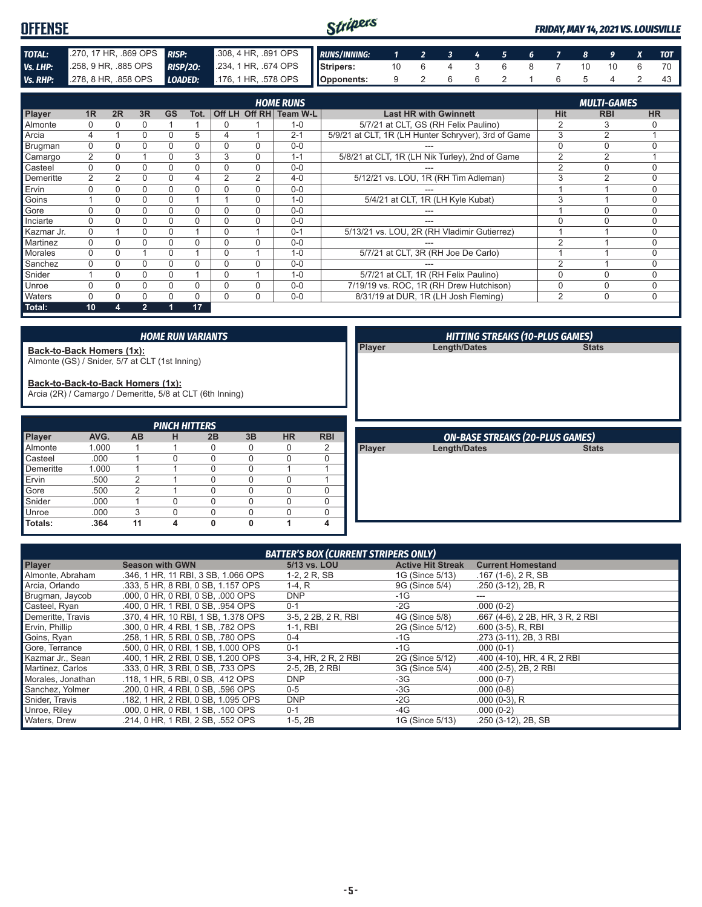# OFFENSE

*FRIDAY, MAY 14, 2021 VS. LOUISVILLE*

| | | | |
|---|---|---|---|
| **TOTAL:** | .270, 17 HR, .869 OPS | **RISP:** | .308, 4 HR, .891 OPS |
| **Vs. LHP:** | .258, 9 HR, .885 OPS | **RISP/2O:** | .234, 1 HR, .674 OPS |
| **Vs. RHP:** | .278, 8 HR, .858 OPS | **LOADED:** | .176, 1 HR, .578 OPS |

| RUNS/INNING: | 1 | 2 | 3 | 4 | 5 | 6 | 7 | 8 | 9 | X | TOT |
|---|---|---|---|---|---|---|---|---|---|---|---|
| Stripers: | 10 | 6 | 4 | 3 | 6 | 8 | 7 | 10 | 10 | 6 | 70 |
| Opponents: | 9 | 2 | 6 | 6 | 2 | 1 | 6 | 5 | 4 | 2 | 43 |

## HOME RUNS / MULTI-GAMES

| Player | 1R | 2R | 3R | GS | Tot. | Off LH | Off RH | Team W-L | Last HR with Gwinnett | Hit | RBI | HR |
|---|---|---|---|---|---|---|---|---|---|---|---|---|
| Almonte | 0 | 0 | 0 | 1 | 1 | 0 | 1 | 1-0 | 5/7/21 at CLT, GS (RH Felix Paulino) | 2 | 3 | 0 |
| Arcia | 4 | 1 | 0 | 0 | 5 | 4 | 1 | 2-1 | 5/9/21 at CLT, 1R (LH Hunter Schryver), 3rd of Game | 3 | 2 | 1 |
| Brugman | 0 | 0 | 0 | 0 | 0 | 0 | 0 | 0-0 | --- | 0 | 0 | 0 |
| Camargo | 2 | 0 | 1 | 0 | 3 | 3 | 0 | 1-1 | 5/8/21 at CLT, 1R (LH Nik Turley), 2nd of Game | 2 | 2 | 1 |
| Casteel | 0 | 0 | 0 | 0 | 0 | 0 | 0 | 0-0 | --- | 2 | 0 | 0 |
| Demeritte | 2 | 2 | 0 | 0 | 4 | 2 | 2 | 4-0 | 5/12/21 vs. LOU, 1R (RH Tim Adleman) | 3 | 2 | 0 |
| Ervin | 0 | 0 | 0 | 0 | 0 | 0 | 0 | 0-0 | --- | 1 | 1 | 0 |
| Goins | 1 | 0 | 0 | 0 | 1 | 1 | 0 | 1-0 | 5/4/21 at CLT, 1R (LH Kyle Kubat) | 3 | 1 | 0 |
| Gore | 0 | 0 | 0 | 0 | 0 | 0 | 0 | 0-0 | --- | 1 | 0 | 0 |
| Inciarte | 0 | 0 | 0 | 0 | 0 | 0 | 0 | 0-0 | --- | 0 | 0 | 0 |
| Kazmar Jr. | 0 | 1 | 0 | 0 | 1 | 0 | 1 | 0-1 | 5/13/21 vs. LOU, 2R (RH Vladimir Gutierrez) | 1 | 1 | 0 |
| Martinez | 0 | 0 | 0 | 0 | 0 | 0 | 0 | 0-0 | --- | 2 | 1 | 0 |
| Morales | 0 | 0 | 1 | 0 | 1 | 0 | 1 | 1-0 | 5/7/21 at CLT, 3R (RH Joe De Carlo) | 1 | 1 | 0 |
| Sanchez | 0 | 0 | 0 | 0 | 0 | 0 | 0 | 0-0 | --- | 2 | 1 | 0 |
| Snider | 1 | 0 | 0 | 0 | 1 | 0 | 1 | 1-0 | 5/7/21 at CLT, 1R (RH Felix Paulino) | 0 | 0 | 0 |
| Unroe | 0 | 0 | 0 | 0 | 0 | 0 | 0 | 0-0 | 7/19/19 vs. ROC, 1R (RH Drew Hutchison) | 0 | 0 | 0 |
| Waters | 0 | 0 | 0 | 0 | 0 | 0 | 0 | 0-0 | 8/31/19 at DUR, 1R (LH Josh Fleming) | 2 | 0 | 0 |
| **Total:** | **10** | **4** | **2** | **1** | **17** | | | | | | | |

## HOME RUN VARIANTS

**Back-to-Back Homers (1x):**
Almonte (GS) / Snider, 5/7 at CLT (1st Inning)

**Back-to-Back-to-Back Homers (1x):**
Arcia (2R) / Camargo / Demeritte, 5/8 at CLT (6th Inning)

## HITTING STREAKS (10-PLUS GAMES)

| Player | Length/Dates | Stats |
|---|---|---|

## PINCH HITTERS

| Player | AVG. | AB | H | 2B | 3B | HR | RBI |
|---|---|---|---|---|---|---|---|
| Almonte | 1.000 | 1 | 1 | 0 | 0 | 0 | 2 |
| Casteel | .000 | 1 | 0 | 0 | 0 | 0 | 0 |
| Demeritte | 1.000 | 1 | 1 | 0 | 0 | 1 | 1 |
| Ervin | .500 | 2 | 1 | 0 | 0 | 0 | 1 |
| Gore | .500 | 2 | 1 | 0 | 0 | 0 | 0 |
| Snider | .000 | 1 | 0 | 0 | 0 | 0 | 0 |
| Unroe | .000 | 3 | 0 | 0 | 0 | 0 | 0 |
| **Totals:** | **.364** | **11** | **4** | **0** | **0** | **1** | **4** |

## ON-BASE STREAKS (20-PLUS GAMES)

| Player | Length/Dates | Stats |
|---|---|---|

## BATTER'S BOX (CURRENT STRIPERS ONLY)

| Player | Season with GWN | 5/13 vs. LOU | Active Hit Streak | Current Homestand |
|---|---|---|---|---|
| Almonte, Abraham | .346, 1 HR, 11 RBI, 3 SB, 1.066 OPS | 1-2, 2 R, SB | 1G (Since 5/13) | .167 (1-6), 2 R, SB |
| Arcia, Orlando | .333, 5 HR, 8 RBI, 0 SB, 1.157 OPS | 1-4, R | 9G (Since 5/4) | .250 (3-12), 2B, R |
| Brugman, Jaycob | .000, 0 HR, 0 RBI, 0 SB, .000 OPS | DNP | -1G | --- |
| Casteel, Ryan | .400, 0 HR, 1 RBI, 0 SB, .954 OPS | 0-1 | -2G | .000 (0-2) |
| Demeritte, Travis | .370, 4 HR, 10 RBI, 1 SB, 1.378 OPS | 3-5, 2 2B, 2 R, RBI | 4G (Since 5/8) | .667 (4-6), 2 2B, HR, 3 R, 2 RBI |
| Ervin, Phillip | .300, 0 HR, 4 RBI, 1 SB, .782 OPS | 1-1, RBI | 2G (Since 5/12) | .600 (3-5), R, RBI |
| Goins, Ryan | .258, 1 HR, 5 RBI, 0 SB, .780 OPS | 0-4 | -1G | .273 (3-11), 2B, 3 RBI |
| Gore, Terrance | .500, 0 HR, 0 RBI, 1 SB, 1.000 OPS | 0-1 | -1G | .000 (0-1) |
| Kazmar Jr., Sean | .400, 1 HR, 2 RBI, 0 SB, 1.200 OPS | 3-4, HR, 2 R, 2 RBI | 2G (Since 5/12) | .400 (4-10), HR, 4 R, 2 RBI |
| Martinez, Carlos | .333, 0 HR, 3 RBI, 0 SB, .733 OPS | 2-5, 2B, 2 RBI | 3G (Since 5/4) | .400 (2-5), 2B, 2 RBI |
| Morales, Jonathan | .118, 1 HR, 5 RBI, 0 SB, .412 OPS | DNP | -3G | .000 (0-7) |
| Sanchez, Yolmer | .200, 0 HR, 4 RBI, 0 SB, .596 OPS | 0-5 | -3G | .000 (0-8) |
| Snider, Travis | .182, 1 HR, 2 RBI, 0 SB, 1.095 OPS | DNP | -2G | .000 (0-3), R |
| Unroe, Riley | .000, 0 HR, 0 RBI, 1 SB, .100 OPS | 0-1 | -4G | .000 (0-2) |
| Waters, Drew | .214, 0 HR, 1 RBI, 2 SB, .552 OPS | 1-5, 2B | 1G (Since 5/13) | .250 (3-12), 2B, SB |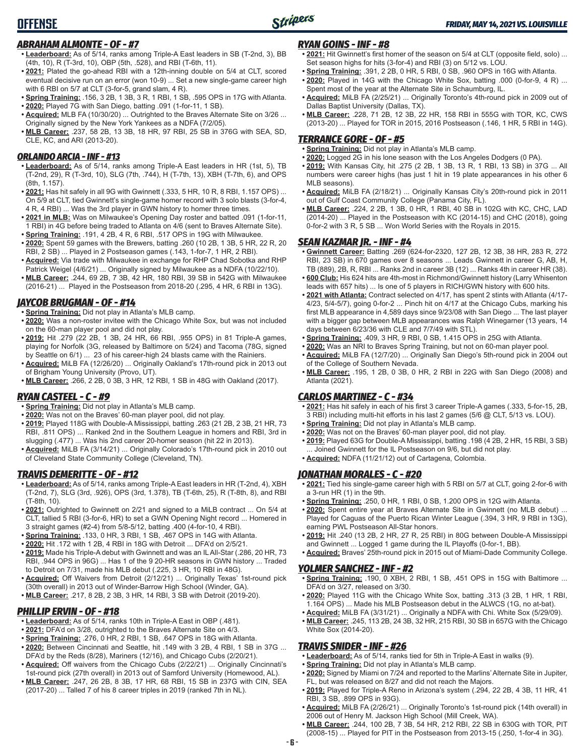# OFFENSE

*FRIDAY, MAY 14, 2021 VS. LOUISVILLE*

### ABRAHAM ALMONTE - OF - #7

- **Leaderboard:** As of 5/14, ranks among Triple-A East leaders in SB (T-2nd, 3), BB (4th, 10), R (T-3rd, 10), OBP (5th, .528), and RBI (T-6th, 11).
- **2021:** Plated the go-ahead RBI with a 12th-inning double on 5/4 at CLT, scored eventual decisive run on an error (won 10-9) ... Set a new single-game career high with 6 RBI on 5/7 at CLT (3-for-5, grand slam, 4 R).
- **Spring Training:** .156, 3 2B, 1 3B, 3 R, 1 RBI, 1 SB, .595 OPS in 17G with Atlanta.
- **2020:** Played 7G with San Diego, batting .091 (1-for-11, 1 SB).
- **Acquired:** MLB FA (10/30/20) ... Outrighted to the Braves Alternate Site on 3/26 ... Originally signed by the New York Yankees as a NDFA (7/2/05).
- **MLB Career:** .237, 58 2B, 13 3B, 18 HR, 97 RBI, 25 SB in 376G with SEA, SD, CLE, KC, and ARI (2013-20).

### ORLANDO ARCIA - INF - #13

- **Leaderboard:** As of 5/14, ranks among Triple-A East leaders in HR (1st, 5), TB (T-2nd, 29), R (T-3rd, 10), SLG (7th, .744), H (T-7th, 13), XBH (T-7th, 6), and OPS (8th, 1.157).
- **2021:** Has hit safely in all 9G with Gwinnett (.333, 5 HR, 10 R, 8 RBI, 1.157 OPS) ... On 5/9 at CLT, tied Gwinnett's single-game homer record with 3 solo blasts (3-for-4, 4 R, 4 RBI) ... Was the 3rd player in GWN history to homer three times.
- **2021 in MLB:** Was on Milwaukee's Opening Day roster and batted .091 (1-for-11, 1 RBI) in 4G before being traded to Atlanta on 4/6 (sent to Braves Alternate Site).
- **Spring Training:** .191, 4 2B, 4 R, 6 RBI, .517 OPS in 19G with Milwaukee.
- **2020:** Spent 59 games with the Brewers, batting .260 (10 2B, 1 3B, 5 HR, 22 R, 20 RBI, 2 SB) ... Played in 2 Postseason games (.143, 1-for-7, 1 HR, 2 RBI).
- **Acquired:** Via trade with Milwaukee in exchange for RHP Chad Sobotka and RHP Patrick Weigel (4/6/21) ... Originally signed by Milwaukee as a NDFA (10/22/10).
- **MLB Career:** .244, 69 2B, 7 3B, 42 HR, 180 RBI, 39 SB in 542G with Milwaukee (2016-21) ... Played in the Postseason from 2018-20 (.295, 4 HR, 6 RBI in 13G).

### JAYCOB BRUGMAN - OF - #14

- **Spring Training:** Did not play in Atlanta's MLB camp.
- **2020:** Was a non-roster invitee with the Chicago White Sox, but was not included on the 60-man player pool and did not play.
- **2019:** Hit .279 (22 2B, 1 3B, 24 HR, 66 RBI, .955 OPS) in 81 Triple-A games, playing for Norfolk (3G, released by Baltimore on 5/24) and Tacoma (78G, signed by Seattle on 6/1) ... 23 of his career-high 24 blasts came with the Rainiers.
- **Acquired:** MiLB FA (12/26/20) ... Originally Oakland's 17th-round pick in 2013 out of Brigham Young University (Provo, UT).
- **MLB Career:** .266, 2 2B, 0 3B, 3 HR, 12 RBI, 1 SB in 48G with Oakland (2017).

### RYAN CASTEEL - C - #9

- **Spring Training:** Did not play in Atlanta's MLB camp.
- **2020:** Was not on the Braves' 60-man player pool, did not play.
- **2019:** Played 118G with Double-A Mississippi, batting .263 (21 2B, 2 3B, 21 HR, 73 RBI, .811 OPS) ... Ranked 2nd in the Southern League in homers and RBI, 3rd in slugging (.477) ... Was his 2nd career 20-homer season (hit 22 in 2013).
- **Acquired:** MiLB FA (3/14/21) ... Originally Colorado's 17th-round pick in 2010 out of Cleveland State Community College (Cleveland, TN).

### TRAVIS DEMERITTE - OF - #12

- **Leaderboard:** As of 5/14, ranks among Triple-A East leaders in HR (T-2nd, 4), XBH (T-2nd, 7), SLG (3rd, .926), OPS (3rd, 1.378), TB (T-6th, 25), R (T-8th, 8), and RBI (T-8th, 10).
- **2021:** Outrighted to Gwinnett on 2/21 and signed to a MiLB contract ... On 5/4 at CLT, tallied 5 RBI (3-for-6, HR) to set a GWN Opening Night record ... Homered in 3 straight games (#2-4) from 5/8-5/12, batting .400 (4-for-10, 4 RBI).
- **Spring Training:** .133, 0 HR, 3 RBI, 1 SB, .467 OPS in 14G with Atlanta.
- **2020:** Hit .172 with 1 2B, 4 RBI in 18G with Detroit ... DFA'd on 2/5/21.
- **2019:** Made his Triple-A debut with Gwinnett and was an IL All-Star (.286, 20 HR, 73 RBI, .944 OPS in 96G) ... Has 1 of the 9 20-HR seasons in GWN history ... Traded to Detroit on 7/31, made his MLB debut (.225, 3 HR, 10 RBI in 48G).
- **Acquired:** Off Waivers from Detroit (2/12/21) ... Originally Texas' 1st-round pick (30th overall) in 2013 out of Winder-Barrow High School (Winder, GA).
- **MLB Career:** .217, 8 2B, 2 3B, 3 HR, 14 RBI, 3 SB with Detroit (2019-20).

### PHILLIP ERVIN - OF - #18

- **Leaderboard:** As of 5/14, ranks 10th in Triple-A East in OBP (.481).
- **2021:** DFA'd on 3/28, outrighted to the Braves Alternate Site on 4/3.
- **Spring Training:** .276, 0 HR, 2 RBI, 1 SB, .647 OPS in 18G with Atlanta.
- **2020:** Between Cincinnati and Seattle, hit .149 with 3 2B, 4 RBI, 1 SB in 37G ... DFA'd by the Reds (8/28), Mariners (12/16), and Chicago Cubs (2/20/21).
- **Acquired:** Off waivers from the Chicago Cubs (2/22/21) ... Originally Cincinnati's 1st-round pick (27th overall) in 2013 out of Samford University (Homewood, AL).
- **MLB Career:** .247, 26 2B, 8 3B, 17 HR, 68 RBI, 15 SB in 237G with CIN, SEA (2017-20) ... Talled 7 of his 8 career triples in 2019 (ranked 7th in NL).

### RYAN GOINS - INF - #8

- **2021:** Hit Gwinnett's first homer of the season on 5/4 at CLT (opposite field, solo) ... Set season highs for hits (3-for-4) and RBI (3) on 5/12 vs. LOU.
- **Spring Training:** .391, 2 2B, 0 HR, 5 RBI, 0 SB, .960 OPS in 16G with Atlanta.
- **2020:** Played in 14G with the Chicago White Sox, batting .000 (0-for-9, 4 R) ... Spent most of the year at the Alternate Site in Schaumburg, IL.
- **Acquired:** MiLB FA (2/25/21) ... Originally Toronto's 4th-round pick in 2009 out of Dallas Baptist University (Dallas, TX).
- **MLB Career:** .228, 71 2B, 12 3B, 22 HR, 158 RBI in 555G with TOR, KC, CWS (2013-20) ... Played for TOR in 2015, 2016 Postseason (.146, 1 HR, 5 RBI in 14G).

### TERRANCE GORE - OF - #5

- **Spring Training:** Did not play in Atlanta's MLB camp.
- **2020:** Logged 2G in his lone season with the Los Angeles Dodgers (0 PA).
- **2019:** With Kansas City, hit .275 (2 2B, 1 3B, 13 R, 1 RBI, 13 SB) in 37G ... All numbers were career highs (has just 1 hit in 19 plate appearances in his other 6 MLB seasons).
- **Acquired:** MiLB FA (2/18/21) ... Originally Kansas City's 20th-round pick in 2011 out of Gulf Coast Community College (Panama City, FL).
- **MLB Career:** .224, 2 2B, 1 3B, 0 HR, 1 RBI, 40 SB in 102G with KC, CHC, LAD (2014-20) ... Played in the Postseason with KC (2014-15) and CHC (2018), going 0-for-2 with 3 R, 5 SB ... Won World Series with the Royals in 2015.

### SEAN KAZMAR JR. - INF - #4

- **Gwinnett Career:** Batting .269 (624-for-2320, 127 2B, 12 3B, 38 HR, 283 R, 272 RBI, 23 SB) in 670 games over 8 seasons ... Leads Gwinnett in career G, AB, H, TB (889), 2B, R, RBI ... Ranks 2nd in career 3B (12) ... Ranks 4th in career HR (38).
- **600 Club:** His 624 hits are 4th-most in Richmond/Gwinnett history (Larry Whisenton leads with 657 hits) ... Is one of 5 players in RICH/GWN history with 600 hits.
- **2021 with Atlanta:** Contract selected on 4/17, has spent 2 stints with Atlanta (4/17-4/23, 5/4-5/7), going 0-for-2 ... Pinch hit on 4/17 at the Chicago Cubs, marking his first MLB appearance in 4,589 days since 9/23/08 with San Diego ... The last player with a bigger gap between MLB appearances was Ralph Winegarner (13 years, 14 days between 6/23/36 with CLE and 7/7/49 with STL).
- **Spring Training:** .409, 3 HR, 9 RBI, 0 SB, 1.415 OPS in 25G with Atlanta.
- **2020:** Was an NRI to Braves Spring Training, but not on 60-man player pool.
- **Acquired:** MiLB FA (12/7/20) ... Originally San Diego's 5th-round pick in 2004 out of the College of Southern Nevada.
- **MLB Career:** .195, 1 2B, 0 3B, 0 HR, 2 RBI in 22G with San Diego (2008) and Atlanta (2021).

### CARLOS MARTINEZ - C - #34

- **2021:** Has hit safely in each of his first 3 career Triple-A games (.333, 5-for-15, 2B, 3 RBI) including multi-hit efforts in his last 2 games (5/6 @ CLT, 5/13 vs. LOU).
- **Spring Training:** Did not play in Atlanta's MLB camp.
- **2020:** Was not on the Braves' 60-man player pool, did not play.
- **2019:** Played 63G for Double-A Mississippi, batting .198 (4 2B, 2 HR, 15 RBI, 3 SB) ... Joined Gwinnett for the IL Postseason on 9/6, but did not play.
- **Acquired:** NDFA (11/21/12) out of Cartagena, Colombia.

### JONATHAN MORALES - C - #20

- **2021:** Tied his single-game career high with 5 RBI on 5/7 at CLT, going 2-for-6 with a 3-run HR (1) in the 9th.
- **Spring Training:** .250, 0 HR, 1 RBI, 0 SB, 1.200 OPS in 12G with Atlanta.
- **2020:** Spent entire year at Braves Alternate Site in Gwinnett (no MLB debut) ... Played for Caguas of the Puerto Rican Winter League (.394, 3 HR, 9 RBI in 13G), earning PWL Postseason All-Star honors.
- **2019:** Hit .240 (13 2B, 2 HR, 27 R, 25 RBI) in 80G between Double-A Mississippi and Gwinnett ... Logged 1 game during the IL Playoffs (0-for-1, BB).
- **Acquired:** Braves' 25th-round pick in 2015 out of Miami-Dade Community College.

### YOLMER SANCHEZ - INF - #2

- **Spring Training:** .190, 0 XBH, 2 RBI, 1 SB, .451 OPS in 15G with Baltimore ... DFA'd on 3/27, released on 3/30.
- **2020:** Played 11G with the Chicago White Sox, batting .313 (3 2B, 1 HR, 1 RBI, 1.164 OPS) ... Made his MLB Postseason debut in the ALWCS (1G, no at-bat).
- **Acquired:** MiLB FA (3/31/21) ... Originally a NDFA with Chi. White Sox (5/29/09).
- **MLB Career:** .245, 113 2B, 24 3B, 32 HR, 215 RBI, 30 SB in 657G with the Chicago White Sox (2014-20).

### TRAVIS SNIDER - INF - #26

- **Leaderboard:** As of 5/14, ranks tied for 5th in Triple-A East in walks (9).
- **Spring Training:** Did not play in Atlanta's MLB camp.
- **2020:** Signed by Miami on 7/24 and reported to the Marlins' Alternate Site in Jupiter, FL, but was released on 8/27 and did not reach the Majors.
- **2019:** Played for Triple-A Reno in Arizona's system (.294, 22 2B, 4 3B, 11 HR, 41 RBI, 3 SB, .899 OPS in 93G).
- **Acquired:** MiLB FA (2/26/21) ... Originally Toronto's 1st-round pick (14th overall) in 2006 out of Henry M. Jackson High School (Mill Creek, WA).
- **MLB Career:** .244, 100 2B, 7 3B, 54 HR, 212 RBI, 22 SB in 630G with TOR, PIT (2008-15) ... Played for PIT in the Postseason from 2013-15 (.250, 1-for-4 in 3G).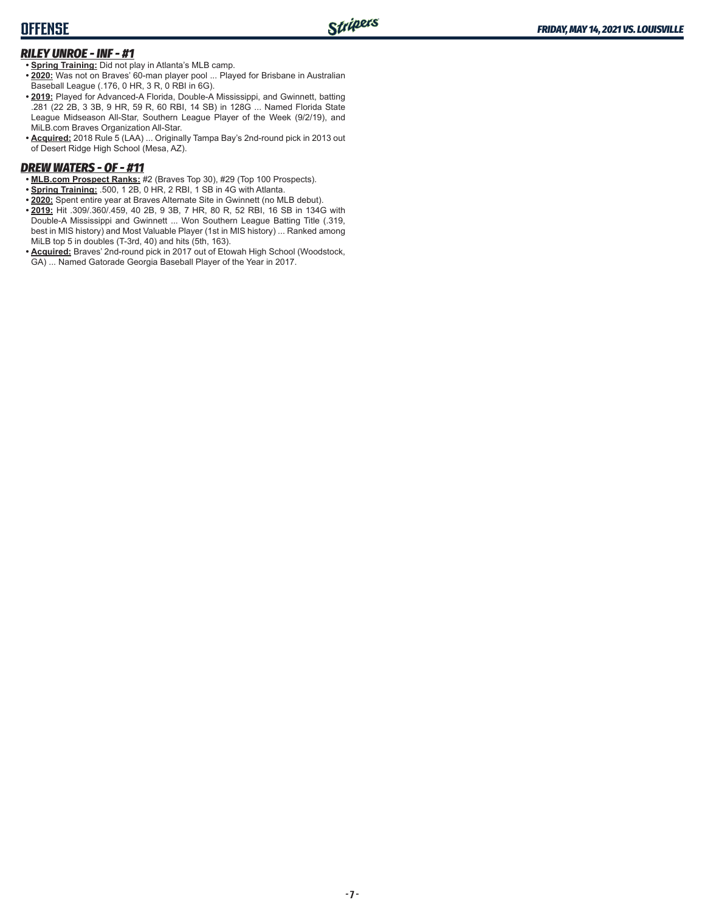## RILEY UNROE - INF - #1

- **Spring Training:** Did not play in Atlanta's MLB camp.
- **2020:** Was not on Braves' 60-man player pool ... Played for Brisbane in Australian Baseball League (.176, 0 HR, 3 R, 0 RBI in 6G).
- **2019:** Played for Advanced-A Florida, Double-A Mississippi, and Gwinnett, batting .281 (22 2B, 3 3B, 9 HR, 59 R, 60 RBI, 14 SB) in 128G ... Named Florida State League Midseason All-Star, Southern League Player of the Week (9/2/19), and MiLB.com Braves Organization All-Star.
- **Acquired:** 2018 Rule 5 (LAA) ... Originally Tampa Bay's 2nd-round pick in 2013 out of Desert Ridge High School (Mesa, AZ).

## DREW WATERS - OF - #11

- **MLB.com Prospect Ranks:** #2 (Braves Top 30), #29 (Top 100 Prospects).
- **Spring Training:** .500, 1 2B, 0 HR, 2 RBI, 1 SB in 4G with Atlanta.
- **2020:** Spent entire year at Braves Alternate Site in Gwinnett (no MLB debut).
- **2019:** Hit .309/.360/.459, 40 2B, 9 3B, 7 HR, 80 R, 52 RBI, 16 SB in 134G with Double-A Mississippi and Gwinnett ... Won Southern League Batting Title (.319, best in MIS history) and Most Valuable Player (1st in MIS history) ... Ranked among MiLB top 5 in doubles (T-3rd, 40) and hits (5th, 163).
- **Acquired:** Braves' 2nd-round pick in 2017 out of Etowah High School (Woodstock, GA) ... Named Gatorade Georgia Baseball Player of the Year in 2017.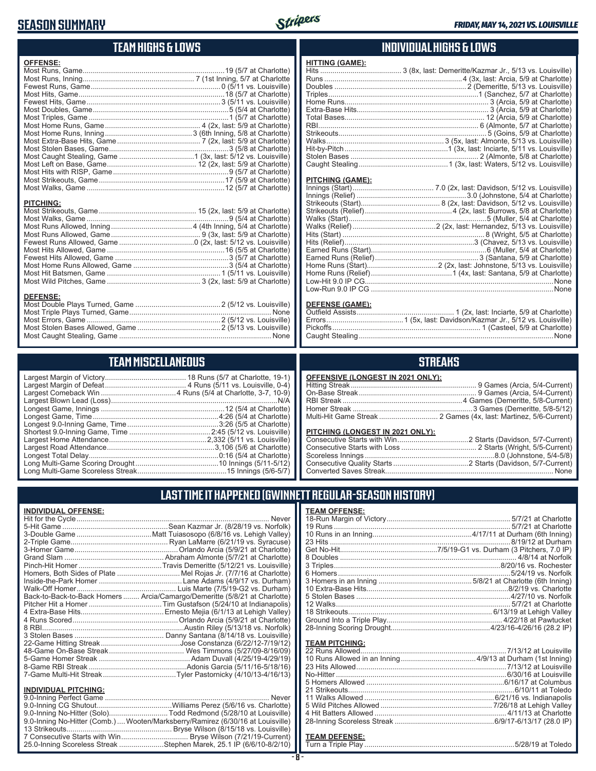# SEASON SUMMARY

*FRIDAY, MAY 14, 2021 VS. LOUISVILLE*

## TEAM HIGHS & LOWS

**OFFENSE:**

| | |
|---|---|
| Most Runs, Game | 19 (5/7 at Charlotte) |
| Most Runs, Inning | 7 (1st Inning, 5/7 at Charlotte) |
| Fewest Runs, Game | 0 (5/11 vs. Louisville) |
| Most Hits, Game | 18 (5/7 at Charlotte) |
| Fewest Hits, Game | 3 (5/11 vs. Louisville) |
| Most Doubles, Game | 5 (5/4 at Charlotte) |
| Most Triples, Game | 1 (5/7 at Charlotte) |
| Most Home Runs, Game | 4 (2x, last: 5/9 at Charlotte) |
| Most Home Runs, Inning | 3 (6th Inning, 5/8 at Charlotte) |
| Most Extra-Base Hits, Game | 7 (2x, last: 5/9 at Charlotte) |
| Most Stolen Bases, Game | 3 (5/8 at Charlotte) |
| Most Caught Stealing, Game | 1 (3x, last: 5/12 vs. Louisville) |
| Most Left on Base, Game | 12 (2x, last: 5/9 at Charlotte) |
| Most Hits with RISP, Game | 9 (5/7 at Charlotte) |
| Most Strikeouts, Game | 17 (5/9 at Charlotte) |
| Most Walks, Game | 12 (5/7 at Charlotte) |

**PITCHING:**

| | |
|---|---|
| Most Strikeouts, Game | 15 (2x, last: 5/9 at Charlotte) |
| Most Walks, Game | 9 (5/4 at Charlotte) |
| Most Runs Allowed, Inning | 4 (4th Inning, 5/4 at Charlotte) |
| Most Runs Allowed, Game | 9 (3x, last: 5/9 at Charlotte) |
| Fewest Runs Allowed, Game | 0 (2x, last: 5/12 vs. Louisville) |
| Most Hits Allowed, Game | 16 (5/5 at Charlotte) |
| Fewest Hits Allowed, Game | 3 (5/7 at Charlotte) |
| Most Home Runs Allowed, Game | 3 (5/4 at Charlotte) |
| Most Hit Batsmen, Game | 1 (5/11 vs. Louisville) |
| Most Wild Pitches, Game | 3 (2x, last: 5/9 at Charlotte) |

**DEFENSE:**

| | |
|---|---|
| Most Double Plays Turned, Game | 2 (5/12 vs. Louisville) |
| Most Triple Plays Turned, Game | None |
| Most Errors, Game | 2 (5/12 vs. Louisville) |
| Most Stolen Bases Allowed, Game | 2 (5/13 vs. Louisville) |
| Most Caught Stealing, Game | None |

## INDIVIDUAL HIGHS & LOWS

**HITTING (GAME):**

| | |
|---|---|
| Hits | 3 (8x, last: Demeritte/Kazmar Jr., 5/13 vs. Louisville) |
| Runs | 4 (3x, last: Arcia, 5/9 at Charlotte) |
| Doubles | 2 (Demeritte, 5/13 vs. Louisville) |
| Triples | 1 (Sanchez, 5/7 at Charlotte) |
| Home Runs | 3 (Arcia, 5/9 at Charlotte) |
| Extra-Base Hits | 3 (Arcia, 5/9 at Charlotte) |
| Total Bases | 12 (Arcia, 5/9 at Charlotte) |
| RBI | 6 (Almonte, 5/7 at Charlotte) |
| Strikeouts | 5 (Goins, 5/9 at Charlotte) |
| Walks | 3 (5x, last: Almonte, 5/13 vs. Louisville) |
| Hit-by-Pitch | 1 (3x, last: Inciarte, 5/11 vs. Louisville) |
| Stolen Bases | 2 (Almonte, 5/8 at Charlotte) |
| Caught Stealing | 1 (3x, last: Waters, 5/12 vs. Louisville) |

**PITCHING (GAME):**

| | |
|---|---|
| Innings (Start) | 7.0 (2x, last: Davidson, 5/12 vs. Louisville) |
| Innings (Relief) | 3.0 (Johnstone, 5/4 at Charlotte) |
| Strikeouts (Start) | 8 (2x, last: Davidson, 5/12 vs. Louisville) |
| Strikeouts (Relief) | 4 (2x, last: Burrows, 5/8 at Charlotte) |
| Walks (Start) | 5 (Muller, 5/4 at Charlotte) |
| Walks (Relief) | 2 (2x, last: Hernandez, 5/13 vs. Louisville) |
| Hits (Start) | 8 (Wright, 5/5 at Charlotte) |
| Hits (Relief) | 3 (Chavez, 5/13 vs. Louisville) |
| Earned Runs (Start) | 6 (Muller, 5/4 at Charlotte) |
| Earned Runs (Relief) | 3 (Santana, 5/9 at Charlotte) |
| Home Runs (Start) | 2 (2x, last: Johnstone, 5/13 vs. Louisville) |
| Home Runs (Relief) | 1 (4x, last: Santana, 5/9 at Charlotte) |
| Low-Hit 9.0 IP CG | None |
| Low-Run 9.0 IP CG | None |

**DEFENSE (GAME):**

| | |
|---|---|
| Outfield Assists | 1 (2x, last: Inciarte, 5/9 at Charlotte) |
| Errors | 1 (5x, last: Davidson/Kazmar Jr., 5/12 vs. Louisville) |
| Pickoffs | 1 (Casteel, 5/9 at Charlotte) |
| Caught Stealing | None |

## TEAM MISCELLANEOUS

| | |
|---|---|
| Largest Margin of Victory | 18 Runs (5/7 at Charlotte, 19-1) |
| Largest Margin of Defeat | 4 Runs (5/11 vs. Louisville, 0-4) |
| Largest Comeback Win | 4 Runs (5/4 at Charlotte, 3-7, 10-9) |
| Largest Blown Lead (Loss) | N/A |
| Longest Game, Innings | 12 (5/4 at Charlotte) |
| Longest Game, Time | 4:26 (5/4 at Charlotte) |
| Longest 9.0-Inning Game, Time | 3:26 (5/5 at Charlotte) |
| Shortest 9.0-Inning Game, Time | 2:45 (5/12 vs. Louisville) |
| Largest Home Attendance | 2,332 (5/11 vs. Louisville) |
| Largest Road Attendance | 3,106 (5/6 at Charlotte) |
| Longest Total Delay | 0:16 (5/4 at Charlotte) |
| Long Multi-Game Scoring Drought | 10 Innings (5/11-5/12) |
| Long Multi-Game Scoreless Streak | 15 Innings (5/6-5/7) |

## STREAKS

**OFFENSIVE (LONGEST IN 2021 ONLY):**

| | |
|---|---|
| Hitting Streak | 9 Games (Arcia, 5/4-Current) |
| On-Base Streak | 9 Games (Arcia, 5/4-Current) |
| RBI Streak | 4 Games (Demeritte, 5/8-Current) |
| Homer Streak | 3 Games (Demeritte, 5/8-5/12) |
| Multi-Hit Game Streak | 2 Games (4x, last: Martinez, 5/6-Current) |

**PITCHING (LONGEST IN 2021 ONLY):**

| | |
|---|---|
| Consecutive Starts with Win | 2 Starts (Davidson, 5/7-Current) |
| Consecutive Starts with Loss | 2 Starts (Wright, 5/5-Current) |
| Scoreless Innings | 8.0 (Johnstone, 5/4-5/8) |
| Consecutive Quality Starts | 2 Starts (Davidson, 5/7-Current) |
| Converted Saves Streak | None |

## LAST TIME IT HAPPENED (GWINNETT REGULAR-SEASON HISTORY)

**INDIVIDUAL OFFENSE:**

| | |
|---|---|
| Hit for the Cycle | Never |
| 5-Hit Game | Sean Kazmar Jr. (8/28/19 vs. Norfolk) |
| 3-Double Game | Matt Tuiasosopo (6/8/16 vs. Lehigh Valley) |
| 2-Triple Game | Ryan LaMarre (6/21/19 vs. Syracuse) |
| 3-Homer Game | Orlando Arcia (5/9/21 at Charlotte) |
| Grand Slam | Abraham Almonte (5/7/21 at Charlotte) |
| Pinch-Hit Homer | Travis Demeritte (5/12/21 vs. Louisville) |
| Homers, Both Sides of Plate | Mel Rojas Jr. (7/7/16 at Charlotte) |
| Inside-the-Park Homer | Lane Adams (4/9/17 vs. Durham) |
| Walk-Off Homer | Luis Marte (7/5/19-G2 vs. Durham) |
| Back-to-Back-to-Back Homers | Arcia/Camargo/Demeritte (5/8/21 at Charlotte) |
| Pitcher Hit a Homer | Tim Gustafson (5/24/10 at Indianapolis) |
| 4 Extra-Base Hits | Ernesto Mejia (6/1/13 at Lehigh Valley) |
| 4 Runs Scored | Orlando Arcia (5/9/21 at Charlotte) |
| 8 RBI | Austin Riley (5/13/18 vs. Norfolk) |
| 3 Stolen Bases | Danny Santana (8/14/18 vs. Louisville) |
| 22-Game Hitting Streak | Jose Constanza (6/22/12-7/19/12) |
| 48-Game On-Base Streak | Wes Timmons (5/27/09-8/16/09) |
| 5-Game Homer Streak | Adam Duvall (4/25/19-4/29/19) |
| 8-Game RBI Streak | Adonis Garcia (5/11/16-5/18/16) |
| 7-Game Multi-Hit Streak | Tyler Pastornicky (4/10/13-4/16/13) |

**INDIVIDUAL PITCHING:**

| | |
|---|---|
| 9.0-Inning Perfect Game | Never |
| 9.0-Inning CG Shutout | Williams Perez (5/6/16 vs. Charlotte) |
| 9.0-Inning No-Hitter (Solo) | Todd Redmond (5/28/10 at Louisville) |
| 9.0-Inning No-Hitter (Comb.) | Wooten/Marksberry/Ramirez (6/30/16 at Louisville) |
| 13 Strikeouts | Bryse Wilson (8/15/18 vs. Louisville) |
| 7 Consecutive Starts with Win | Bryse Wilson (7/21/19-Current) |
| 25.0-Inning Scoreless Streak | Stephen Marek, 25.1 IP (6/6/10-8/2/10) |

**TEAM OFFENSE:**

| | |
|---|---|
| 18-Run Margin of Victory | 5/7/21 at Charlotte |
| 19 Runs | 5/7/21 at Charlotte |
| 10 Runs in an Inning | 4/17/11 at Durham (6th Inning) |
| 23 Hits | 8/19/12 at Durham |
| Get No-Hit | 7/5/19-G1 vs. Durham (3 Pitchers, 7.0 IP) |
| 8 Doubles | 4/8/14 at Norfolk |
| 3 Triples | 8/20/16 vs. Rochester |
| 6 Homers | 5/24/19 vs. Norfolk |
| 3 Homers in an Inning | 5/8/21 at Charlotte (6th Inning) |
| 10 Extra-Base Hits | 8/2/19 vs. Charlotte |
| 5 Stolen Bases | 4/27/10 vs. Norfolk |
| 12 Walks | 5/7/21 at Charlotte |
| 18 Strikeouts | 6/13/19 at Lehigh Valley |
| Ground Into a Triple Play | 4/22/18 at Pawtucket |
| 28-Inning Scoring Drought | 4/23/16-4/26/16 (28.2 IP) |

**TEAM PITCHING:**

| | |
|---|---|
| 22 Runs Allowed | 7/13/12 at Louisville |
| 10 Runs Allowed in an Inning | 4/9/13 at Durham (1st Inning) |
| 23 Hits Allowed | 7/13/12 at Louisville |
| No-Hitter | 6/30/16 at Louisville |
| 5 Homers Allowed | 6/16/17 at Columbus |
| 21 Strikeouts | 6/10/11 at Toledo |
| 11 Walks Allowed | 6/21/16 vs. Indianapolis |
| 5 Wild Pitches Allowed | 7/26/18 at Lehigh Valley |
| 4 Hit Batters Allowed | 4/11/13 at Charlotte |
| 28-Inning Scoreless Streak | 6/9/17-6/13/17 (28.0 IP) |

**TEAM DEFENSE:**

| | |
|---|---|
| Turn a Triple Play | 5/28/19 at Toledo |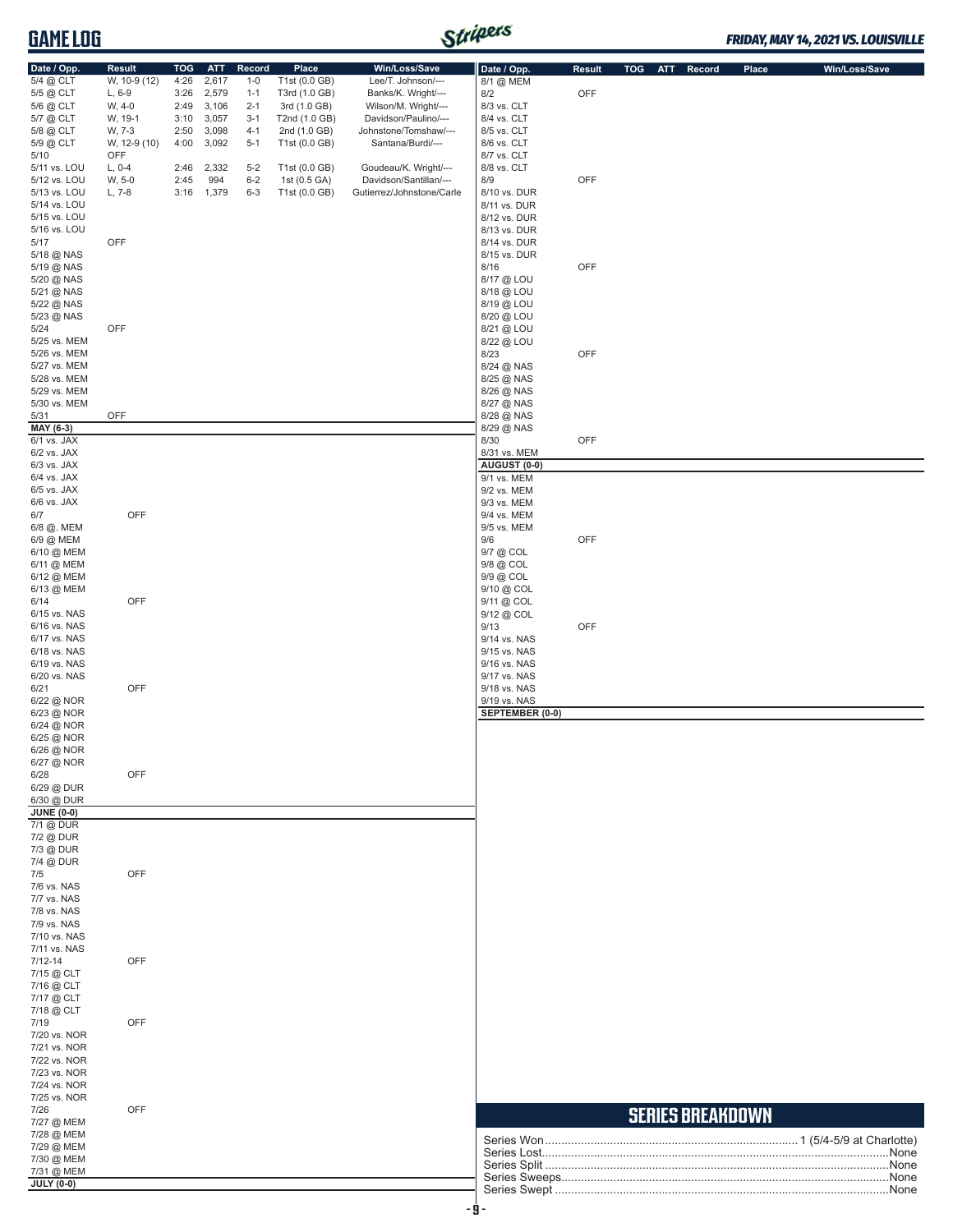# GAME LOG

*FRIDAY, MAY 14, 2021 VS. LOUISVILLE*

| Date / Opp. | Result | TOG | ATT | Record | Place | Win/Loss/Save |
|---|---|---|---|---|---|---|
| 5/4 @ CLT | W, 10-9 (12) | 4:26 | 2,617 | 1-0 | T1st (0.0 GB) | Lee/T. Johnson/--- |
| 5/5 @ CLT | L, 6-9 | 3:26 | 2,579 | 1-1 | T3rd (1.0 GB) | Banks/K. Wright/--- |
| 5/6 @ CLT | W, 4-0 | 2:49 | 3,106 | 2-1 | 3rd (1.0 GB) | Wilson/M. Wright/--- |
| 5/7 @ CLT | W, 19-1 | 3:10 | 3,057 | 3-1 | T2nd (1.0 GB) | Davidson/Paulino/--- |
| 5/8 @ CLT | W, 7-3 | 2:50 | 3,098 | 4-1 | 2nd (1.0 GB) | Johnstone/Tomshaw/--- |
| 5/9 @ CLT | W, 12-9 (10) | 4:00 | 3,092 | 5-1 | T1st (0.0 GB) | Santana/Burdi/--- |
| 5/10 | OFF | | | | | |
| 5/11 vs. LOU | L, 0-4 | 2:46 | 2,332 | 5-2 | T1st (0.0 GB) | Goudeau/K. Wright/--- |
| 5/12 vs. LOU | W, 5-0 | 2:45 | 994 | 6-2 | 1st (0.5 GA) | Davidson/Santillan/--- |
| 5/13 vs. LOU | L, 7-8 | 3:16 | 1,379 | 6-3 | T1st (0.0 GB) | Gutierrez/Johnstone/Carle |
| 5/14 vs. LOU | | | | | | |
| 5/15 vs. LOU | | | | | | |
| 5/16 vs. LOU | | | | | | |
| 5/17 | OFF | | | | | |
| 5/18 @ NAS | | | | | | |
| 5/19 @ NAS | | | | | | |
| 5/20 @ NAS | | | | | | |
| 5/21 @ NAS | | | | | | |
| 5/22 @ NAS | | | | | | |
| 5/23 @ NAS | | | | | | |
| 5/24 | OFF | | | | | |
| 5/25 vs. MEM | | | | | | |
| 5/26 vs. MEM | | | | | | |
| 5/27 vs. MEM | | | | | | |
| 5/28 vs. MEM | | | | | | |
| 5/29 vs. MEM | | | | | | |
| 5/30 vs. MEM | | | | | | |
| 5/31 | OFF | | | | | |
| **MAY (6-3)** | | | | | | |
| 6/1 vs. JAX | | | | | | |
| 6/2 vs. JAX | | | | | | |
| 6/3 vs. JAX | | | | | | |
| 6/4 vs. JAX | | | | | | |
| 6/5 vs. JAX | | | | | | |
| 6/6 vs. JAX | | | | | | |
| 6/7 | OFF | | | | | |
| 6/8 @. MEM | | | | | | |
| 6/9 @ MEM | | | | | | |
| 6/10 @ MEM | | | | | | |
| 6/11 @ MEM | | | | | | |
| 6/12 @ MEM | | | | | | |
| 6/13 @ MEM | | | | | | |
| 6/14 | OFF | | | | | |
| 6/15 vs. NAS | | | | | | |
| 6/16 vs. NAS | | | | | | |
| 6/17 vs. NAS | | | | | | |
| 6/18 vs. NAS | | | | | | |
| 6/19 vs. NAS | | | | | | |
| 6/20 vs. NAS | | | | | | |
| 6/21 | OFF | | | | | |
| 6/22 @ NOR | | | | | | |
| 6/23 @ NOR | | | | | | |
| 6/24 @ NOR | | | | | | |
| 6/25 @ NOR | | | | | | |
| 6/26 @ NOR | | | | | | |
| 6/27 @ NOR | | | | | | |
| 6/28 | OFF | | | | | |
| 6/29 @ DUR | | | | | | |
| 6/30 @ DUR | | | | | | |
| **JUNE (0-0)** | | | | | | |
| 7/1 @ DUR | | | | | | |
| 7/2 @ DUR | | | | | | |
| 7/3 @ DUR | | | | | | |
| 7/4 @ DUR | | | | | | |
| 7/5 | OFF | | | | | |
| 7/6 vs. NAS | | | | | | |
| 7/7 vs. NAS | | | | | | |
| 7/8 vs. NAS | | | | | | |
| 7/9 vs. NAS | | | | | | |
| 7/10 vs. NAS | | | | | | |
| 7/11 vs. NAS | | | | | | |
| 7/12-14 | OFF | | | | | |
| 7/15 @ CLT | | | | | | |
| 7/16 @ CLT | | | | | | |
| 7/17 @ CLT | | | | | | |
| 7/18 @ CLT | | | | | | |
| 7/19 | OFF | | | | | |
| 7/20 vs. NOR | | | | | | |
| 7/21 vs. NOR | | | | | | |
| 7/22 vs. NOR | | | | | | |
| 7/23 vs. NOR | | | | | | |
| 7/24 vs. NOR | | | | | | |
| 7/25 vs. NOR | | | | | | |
| 7/26 | OFF | | | | | |
| 7/27 @ MEM | | | | | | |
| 7/28 @ MEM | | | | | | |
| 7/29 @ MEM | | | | | | |
| 7/30 @ MEM | | | | | | |
| 7/31 @ MEM | | | | | | |
| **JULY (0-0)** | | | | | | |

| Date / Opp. | Result | TOG | ATT | Record | Place | Win/Loss/Save |
|---|---|---|---|---|---|---|
| 8/1 @ MEM | | | | | | |
| 8/2 | OFF | | | | | |
| 8/3 vs. CLT | | | | | | |
| 8/4 vs. CLT | | | | | | |
| 8/5 vs. CLT | | | | | | |
| 8/6 vs. CLT | | | | | | |
| 8/7 vs. CLT | | | | | | |
| 8/8 vs. CLT | | | | | | |
| 8/9 | OFF | | | | | |
| 8/10 vs. DUR | | | | | | |
| 8/11 vs. DUR | | | | | | |
| 8/12 vs. DUR | | | | | | |
| 8/13 vs. DUR | | | | | | |
| 8/14 vs. DUR | | | | | | |
| 8/15 vs. DUR | | | | | | |
| 8/16 | OFF | | | | | |
| 8/17 @ LOU | | | | | | |
| 8/18 @ LOU | | | | | | |
| 8/19 @ LOU | | | | | | |
| 8/20 @ LOU | | | | | | |
| 8/21 @ LOU | | | | | | |
| 8/22 @ LOU | | | | | | |
| 8/23 | OFF | | | | | |
| 8/24 @ NAS | | | | | | |
| 8/25 @ NAS | | | | | | |
| 8/26 @ NAS | | | | | | |
| 8/27 @ NAS | | | | | | |
| 8/28 @ NAS | | | | | | |
| 8/29 @ NAS | | | | | | |
| 8/30 | OFF | | | | | |
| 8/31 vs. MEM | | | | | | |
| **AUGUST (0-0)** | | | | | | |
| 9/1 vs. MEM | | | | | | |
| 9/2 vs. MEM | | | | | | |
| 9/3 vs. MEM | | | | | | |
| 9/4 vs. MEM | | | | | | |
| 9/5 vs. MEM | | | | | | |
| 9/6 | OFF | | | | | |
| 9/7 @ COL | | | | | | |
| 9/8 @ COL | | | | | | |
| 9/9 @ COL | | | | | | |
| 9/10 @ COL | | | | | | |
| 9/11 @ COL | | | | | | |
| 9/12 @ COL | | | | | | |
| 9/13 | OFF | | | | | |
| 9/14 vs. NAS | | | | | | |
| 9/15 vs. NAS | | | | | | |
| 9/16 vs. NAS | | | | | | |
| 9/17 vs. NAS | | | | | | |
| 9/18 vs. NAS | | | | | | |
| 9/19 vs. NAS | | | | | | |
| **SEPTEMBER (0-0)** | | | | | | |

## SERIES BREAKDOWN

Series Won....1 (5/4-5/9 at Charlotte)
Series Lost....None
Series Split....None
Series Sweeps....None
Series Swept....None